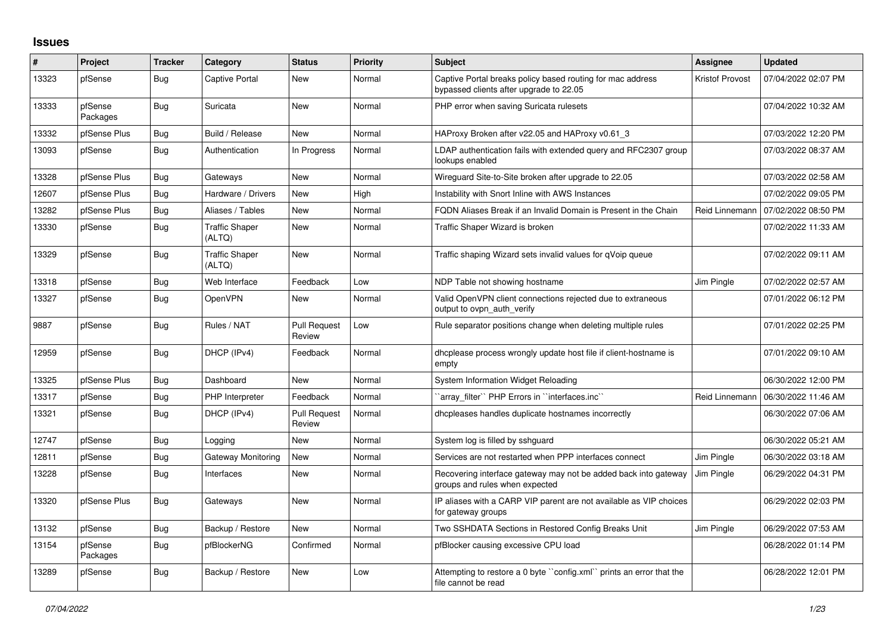# Issues

| # | Project | Tracker | Category | Status | Priority | Subject | Assignee | Updated |
|---|---|---|---|---|---|---|---|---|
| 13323 | pfSense | Bug | Captive Portal | New | Normal | Captive Portal breaks policy based routing for mac address bypassed clients after upgrade to 22.05 | Kristof Provost | 07/04/2022 02:07 PM |
| 13333 | pfSense Packages | Bug | Suricata | New | Normal | PHP error when saving Suricata rulesets | | 07/04/2022 10:32 AM |
| 13332 | pfSense Plus | Bug | Build / Release | New | Normal | HAProxy Broken after v22.05 and HAProxy v0.61_3 | | 07/03/2022 12:20 PM |
| 13093 | pfSense | Bug | Authentication | In Progress | Normal | LDAP authentication fails with extended query and RFC2307 group lookups enabled | | 07/03/2022 08:37 AM |
| 13328 | pfSense Plus | Bug | Gateways | New | Normal | Wireguard Site-to-Site broken after upgrade to 22.05 | | 07/03/2022 02:58 AM |
| 12607 | pfSense Plus | Bug | Hardware / Drivers | New | High | Instability with Snort Inline with AWS Instances | | 07/02/2022 09:05 PM |
| 13282 | pfSense Plus | Bug | Aliases / Tables | New | Normal | FQDN Aliases Break if an Invalid Domain is Present in the Chain | Reid Linnemann | 07/02/2022 08:50 PM |
| 13330 | pfSense | Bug | Traffic Shaper (ALTQ) | New | Normal | Traffic Shaper Wizard is broken | | 07/02/2022 11:33 AM |
| 13329 | pfSense | Bug | Traffic Shaper (ALTQ) | New | Normal | Traffic shaping Wizard sets invalid values for qVoip queue | | 07/02/2022 09:11 AM |
| 13318 | pfSense | Bug | Web Interface | Feedback | Low | NDP Table not showing hostname | Jim Pingle | 07/02/2022 02:57 AM |
| 13327 | pfSense | Bug | OpenVPN | New | Normal | Valid OpenVPN client connections rejected due to extraneous output to ovpn_auth_verify | | 07/01/2022 06:12 PM |
| 9887 | pfSense | Bug | Rules / NAT | Pull Request Review | Low | Rule separator positions change when deleting multiple rules | | 07/01/2022 02:25 PM |
| 12959 | pfSense | Bug | DHCP (IPv4) | Feedback | Normal | dhcplease process wrongly update host file if client-hostname is empty | | 07/01/2022 09:10 AM |
| 13325 | pfSense Plus | Bug | Dashboard | New | Normal | System Information Widget Reloading | | 06/30/2022 12:00 PM |
| 13317 | pfSense | Bug | PHP Interpreter | Feedback | Normal | ``array_filter`` PHP Errors in ``interfaces.inc`` | Reid Linnemann | 06/30/2022 11:46 AM |
| 13321 | pfSense | Bug | DHCP (IPv4) | Pull Request Review | Normal | dhcpleases handles duplicate hostnames incorrectly | | 06/30/2022 07:06 AM |
| 12747 | pfSense | Bug | Logging | New | Normal | System log is filled by sshguard | | 06/30/2022 05:21 AM |
| 12811 | pfSense | Bug | Gateway Monitoring | New | Normal | Services are not restarted when PPP interfaces connect | Jim Pingle | 06/30/2022 03:18 AM |
| 13228 | pfSense | Bug | Interfaces | New | Normal | Recovering interface gateway may not be added back into gateway groups and rules when expected | Jim Pingle | 06/29/2022 04:31 PM |
| 13320 | pfSense Plus | Bug | Gateways | New | Normal | IP aliases with a CARP VIP parent are not available as VIP choices for gateway groups | | 06/29/2022 02:03 PM |
| 13132 | pfSense | Bug | Backup / Restore | New | Normal | Two SSHDATA Sections in Restored Config Breaks Unit | Jim Pingle | 06/29/2022 07:53 AM |
| 13154 | pfSense Packages | Bug | pfBlockerNG | Confirmed | Normal | pfBlocker causing excessive CPU load | | 06/28/2022 01:14 PM |
| 13289 | pfSense | Bug | Backup / Restore | New | Low | Attempting to restore a 0 byte ``config.xml`` prints an error that the file cannot be read | | 06/28/2022 12:01 PM |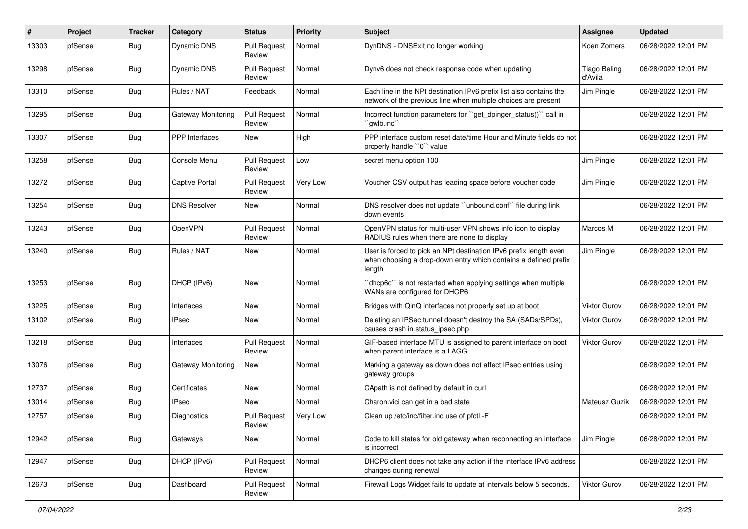| # | Project | Tracker | Category | Status | Priority | Subject | Assignee | Updated |
|---|---|---|---|---|---|---|---|---|
| 13303 | pfSense | Bug | Dynamic DNS | Pull Request Review | Normal | DynDNS - DNSExit no longer working | Koen Zomers | 06/28/2022 12:01 PM |
| 13298 | pfSense | Bug | Dynamic DNS | Pull Request Review | Normal | Dynv6 does not check response code when updating | Tiago Beling d'Avila | 06/28/2022 12:01 PM |
| 13310 | pfSense | Bug | Rules / NAT | Feedback | Normal | Each line in the NPt destination IPv6 prefix list also contains the network of the previous line when multiple choices are present | Jim Pingle | 06/28/2022 12:01 PM |
| 13295 | pfSense | Bug | Gateway Monitoring | Pull Request Review | Normal | Incorrect function parameters for ``get_dpinger_status()`` call in ``gwlb.inc`` | | 06/28/2022 12:01 PM |
| 13307 | pfSense | Bug | PPP Interfaces | New | High | PPP interface custom reset date/time Hour and Minute fields do not properly handle ``0`` value | | 06/28/2022 12:01 PM |
| 13258 | pfSense | Bug | Console Menu | Pull Request Review | Low | secret menu option 100 | Jim Pingle | 06/28/2022 12:01 PM |
| 13272 | pfSense | Bug | Captive Portal | Pull Request Review | Very Low | Voucher CSV output has leading space before voucher code | Jim Pingle | 06/28/2022 12:01 PM |
| 13254 | pfSense | Bug | DNS Resolver | New | Normal | DNS resolver does not update ``unbound.conf`` file during link down events | | 06/28/2022 12:01 PM |
| 13243 | pfSense | Bug | OpenVPN | Pull Request Review | Normal | OpenVPN status for multi-user VPN shows info icon to display RADIUS rules when there are none to display | Marcos M | 06/28/2022 12:01 PM |
| 13240 | pfSense | Bug | Rules / NAT | New | Normal | User is forced to pick an NPt destination IPv6 prefix length even when choosing a drop-down entry which contains a defined prefix length | Jim Pingle | 06/28/2022 12:01 PM |
| 13253 | pfSense | Bug | DHCP (IPv6) | New | Normal | ``dhcp6c`` is not restarted when applying settings when multiple WANs are configured for DHCP6 | | 06/28/2022 12:01 PM |
| 13225 | pfSense | Bug | Interfaces | New | Normal | Bridges with QinQ interfaces not properly set up at boot | Viktor Gurov | 06/28/2022 12:01 PM |
| 13102 | pfSense | Bug | IPsec | New | Normal | Deleting an IPSec tunnel doesn't destroy the SA (SADs/SPDs), causes crash in status_ipsec.php | Viktor Gurov | 06/28/2022 12:01 PM |
| 13218 | pfSense | Bug | Interfaces | Pull Request Review | Normal | GIF-based interface MTU is assigned to parent interface on boot when parent interface is a LAGG | Viktor Gurov | 06/28/2022 12:01 PM |
| 13076 | pfSense | Bug | Gateway Monitoring | New | Normal | Marking a gateway as down does not affect IPsec entries using gateway groups | | 06/28/2022 12:01 PM |
| 12737 | pfSense | Bug | Certificates | New | Normal | CApath is not defined by default in curl | | 06/28/2022 12:01 PM |
| 13014 | pfSense | Bug | IPsec | New | Normal | Charon.vici can get in a bad state | Mateusz Guzik | 06/28/2022 12:01 PM |
| 12757 | pfSense | Bug | Diagnostics | Pull Request Review | Very Low | Clean up /etc/inc/filter.inc use of pfctl -F | | 06/28/2022 12:01 PM |
| 12942 | pfSense | Bug | Gateways | New | Normal | Code to kill states for old gateway when reconnecting an interface is incorrect | Jim Pingle | 06/28/2022 12:01 PM |
| 12947 | pfSense | Bug | DHCP (IPv6) | Pull Request Review | Normal | DHCP6 client does not take any action if the interface IPv6 address changes during renewal | | 06/28/2022 12:01 PM |
| 12673 | pfSense | Bug | Dashboard | Pull Request Review | Normal | Firewall Logs Widget fails to update at intervals below 5 seconds. | Viktor Gurov | 06/28/2022 12:01 PM |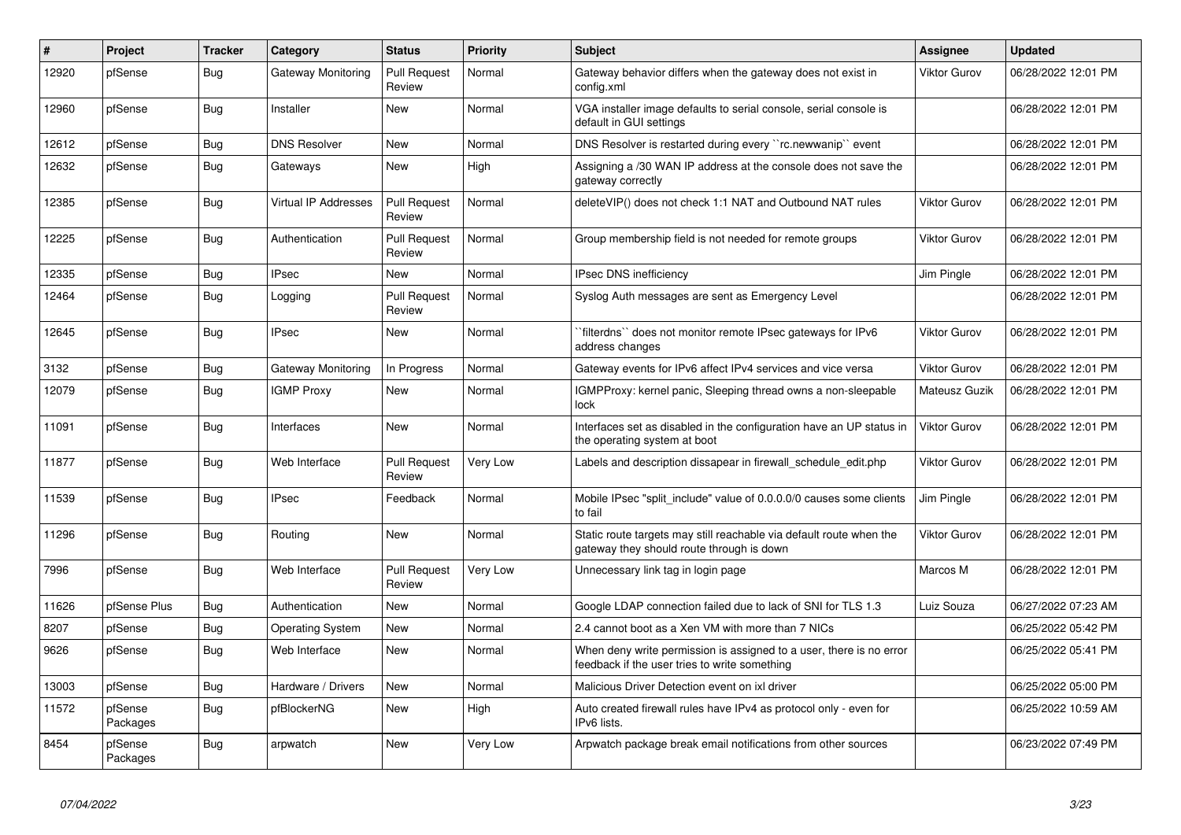| # | Project | Tracker | Category | Status | Priority | Subject | Assignee | Updated |
|---|---|---|---|---|---|---|---|---|
| 12920 | pfSense | Bug | Gateway Monitoring | Pull Request Review | Normal | Gateway behavior differs when the gateway does not exist in config.xml | Viktor Gurov | 06/28/2022 12:01 PM |
| 12960 | pfSense | Bug | Installer | New | Normal | VGA installer image defaults to serial console, serial console is default in GUI settings | | 06/28/2022 12:01 PM |
| 12612 | pfSense | Bug | DNS Resolver | New | Normal | DNS Resolver is restarted during every ``rc.newwanip`` event | | 06/28/2022 12:01 PM |
| 12632 | pfSense | Bug | Gateways | New | High | Assigning a /30 WAN IP address at the console does not save the gateway correctly | | 06/28/2022 12:01 PM |
| 12385 | pfSense | Bug | Virtual IP Addresses | Pull Request Review | Normal | deleteVIP() does not check 1:1 NAT and Outbound NAT rules | Viktor Gurov | 06/28/2022 12:01 PM |
| 12225 | pfSense | Bug | Authentication | Pull Request Review | Normal | Group membership field is not needed for remote groups | Viktor Gurov | 06/28/2022 12:01 PM |
| 12335 | pfSense | Bug | IPsec | New | Normal | IPsec DNS inefficiency | Jim Pingle | 06/28/2022 12:01 PM |
| 12464 | pfSense | Bug | Logging | Pull Request Review | Normal | Syslog Auth messages are sent as Emergency Level | | 06/28/2022 12:01 PM |
| 12645 | pfSense | Bug | IPsec | New | Normal | ``filterdns`` does not monitor remote IPsec gateways for IPv6 address changes | Viktor Gurov | 06/28/2022 12:01 PM |
| 3132 | pfSense | Bug | Gateway Monitoring | In Progress | Normal | Gateway events for IPv6 affect IPv4 services and vice versa | Viktor Gurov | 06/28/2022 12:01 PM |
| 12079 | pfSense | Bug | IGMP Proxy | New | Normal | IGMPProxy: kernel panic, Sleeping thread owns a non-sleepable lock | Mateusz Guzik | 06/28/2022 12:01 PM |
| 11091 | pfSense | Bug | Interfaces | New | Normal | Interfaces set as disabled in the configuration have an UP status in the operating system at boot | Viktor Gurov | 06/28/2022 12:01 PM |
| 11877 | pfSense | Bug | Web Interface | Pull Request Review | Very Low | Labels and description dissapear in firewall_schedule_edit.php | Viktor Gurov | 06/28/2022 12:01 PM |
| 11539 | pfSense | Bug | IPsec | Feedback | Normal | Mobile IPsec "split_include" value of 0.0.0.0/0 causes some clients to fail | Jim Pingle | 06/28/2022 12:01 PM |
| 11296 | pfSense | Bug | Routing | New | Normal | Static route targets may still reachable via default route when the gateway they should route through is down | Viktor Gurov | 06/28/2022 12:01 PM |
| 7996 | pfSense | Bug | Web Interface | Pull Request Review | Very Low | Unnecessary link tag in login page | Marcos M | 06/28/2022 12:01 PM |
| 11626 | pfSense Plus | Bug | Authentication | New | Normal | Google LDAP connection failed due to lack of SNI for TLS 1.3 | Luiz Souza | 06/27/2022 07:23 AM |
| 8207 | pfSense | Bug | Operating System | New | Normal | 2.4 cannot boot as a Xen VM with more than 7 NICs | | 06/25/2022 05:42 PM |
| 9626 | pfSense | Bug | Web Interface | New | Normal | When deny write permission is assigned to a user, there is no error feedback if the user tries to write something | | 06/25/2022 05:41 PM |
| 13003 | pfSense | Bug | Hardware / Drivers | New | Normal | Malicious Driver Detection event on ixl driver | | 06/25/2022 05:00 PM |
| 11572 | pfSense Packages | Bug | pfBlockerNG | New | High | Auto created firewall rules have IPv4 as protocol only - even for IPv6 lists. | | 06/25/2022 10:59 AM |
| 8454 | pfSense Packages | Bug | arpwatch | New | Very Low | Arpwatch package break email notifications from other sources | | 06/23/2022 07:49 PM |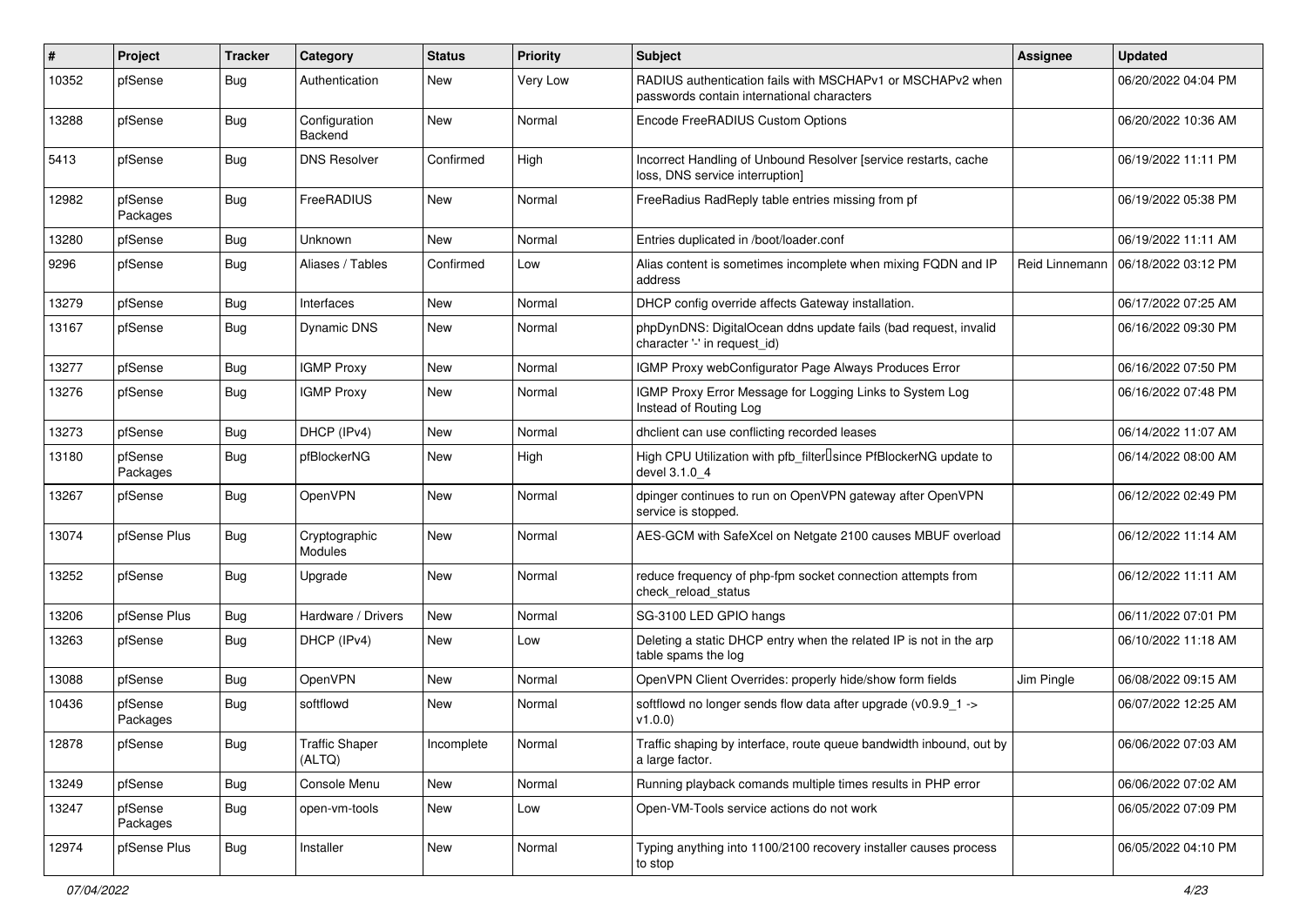| # | Project | Tracker | Category | Status | Priority | Subject | Assignee | Updated |
|---|---|---|---|---|---|---|---|---|
| 10352 | pfSense | Bug | Authentication | New | Very Low | RADIUS authentication fails with MSCHAPv1 or MSCHAPv2 when passwords contain international characters | | 06/20/2022 04:04 PM |
| 13288 | pfSense | Bug | Configuration Backend | New | Normal | Encode FreeRADIUS Custom Options | | 06/20/2022 10:36 AM |
| 5413 | pfSense | Bug | DNS Resolver | Confirmed | High | Incorrect Handling of Unbound Resolver [service restarts, cache loss, DNS service interruption] | | 06/19/2022 11:11 PM |
| 12982 | pfSense Packages | Bug | FreeRADIUS | New | Normal | FreeRadius RadReply table entries missing from pf | | 06/19/2022 05:38 PM |
| 13280 | pfSense | Bug | Unknown | New | Normal | Entries duplicated in /boot/loader.conf | | 06/19/2022 11:11 AM |
| 9296 | pfSense | Bug | Aliases / Tables | Confirmed | Low | Alias content is sometimes incomplete when mixing FQDN and IP address | Reid Linnemann | 06/18/2022 03:12 PM |
| 13279 | pfSense | Bug | Interfaces | New | Normal | DHCP config override affects Gateway installation. | | 06/17/2022 07:25 AM |
| 13167 | pfSense | Bug | Dynamic DNS | New | Normal | phpDynDNS: DigitalOcean ddns update fails (bad request, invalid character '-' in request_id) | | 06/16/2022 09:30 PM |
| 13277 | pfSense | Bug | IGMP Proxy | New | Normal | IGMP Proxy webConfigurator Page Always Produces Error | | 06/16/2022 07:50 PM |
| 13276 | pfSense | Bug | IGMP Proxy | New | Normal | IGMP Proxy Error Message for Logging Links to System Log Instead of Routing Log | | 06/16/2022 07:48 PM |
| 13273 | pfSense | Bug | DHCP (IPv4) | New | Normal | dhclient can use conflicting recorded leases | | 06/14/2022 11:07 AM |
| 13180 | pfSense Packages | Bug | pfBlockerNG | New | High | High CPU Utilization with pfb_filter since PfBlockerNG update to devel 3.1.0_4 | | 06/14/2022 08:00 AM |
| 13267 | pfSense | Bug | OpenVPN | New | Normal | dpinger continues to run on OpenVPN gateway after OpenVPN service is stopped. | | 06/12/2022 02:49 PM |
| 13074 | pfSense Plus | Bug | Cryptographic Modules | New | Normal | AES-GCM with SafeXcel on Netgate 2100 causes MBUF overload | | 06/12/2022 11:14 AM |
| 13252 | pfSense | Bug | Upgrade | New | Normal | reduce frequency of php-fpm socket connection attempts from check_reload_status | | 06/12/2022 11:11 AM |
| 13206 | pfSense Plus | Bug | Hardware / Drivers | New | Normal | SG-3100 LED GPIO hangs | | 06/11/2022 07:01 PM |
| 13263 | pfSense | Bug | DHCP (IPv4) | New | Low | Deleting a static DHCP entry when the related IP is not in the arp table spams the log | | 06/10/2022 11:18 AM |
| 13088 | pfSense | Bug | OpenVPN | New | Normal | OpenVPN Client Overrides: properly hide/show form fields | Jim Pingle | 06/08/2022 09:15 AM |
| 10436 | pfSense Packages | Bug | softflowd | New | Normal | softflowd no longer sends flow data after upgrade (v0.9.9_1 -> v1.0.0) | | 06/07/2022 12:25 AM |
| 12878 | pfSense | Bug | Traffic Shaper (ALTQ) | Incomplete | Normal | Traffic shaping by interface, route queue bandwidth inbound, out by a large factor. | | 06/06/2022 07:03 AM |
| 13249 | pfSense | Bug | Console Menu | New | Normal | Running playback comands multiple times results in PHP error | | 06/06/2022 07:02 AM |
| 13247 | pfSense Packages | Bug | open-vm-tools | New | Low | Open-VM-Tools service actions do not work | | 06/05/2022 07:09 PM |
| 12974 | pfSense Plus | Bug | Installer | New | Normal | Typing anything into 1100/2100 recovery installer causes process to stop | | 06/05/2022 04:10 PM |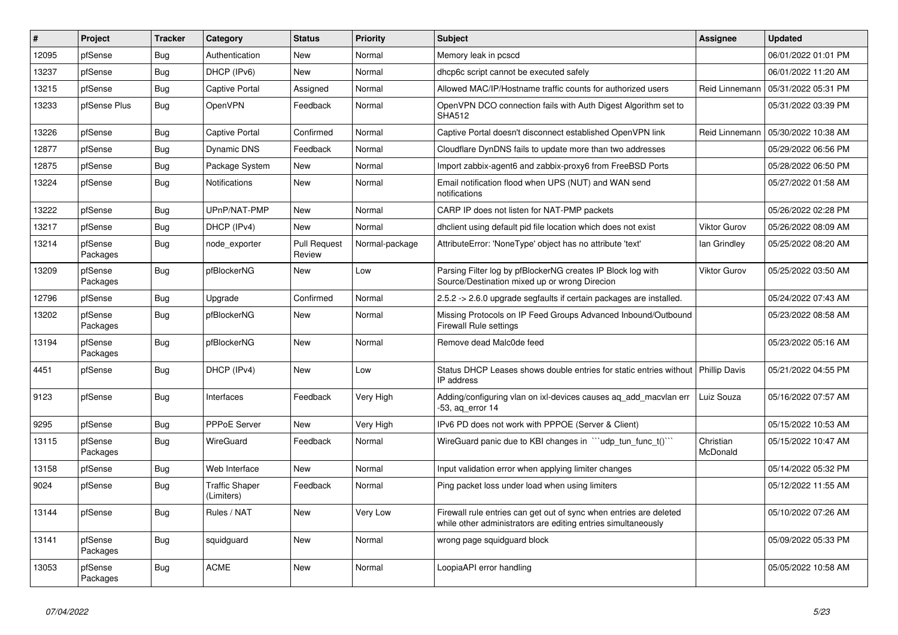| # | Project | Tracker | Category | Status | Priority | Subject | Assignee | Updated |
|---|---|---|---|---|---|---|---|---|
| 12095 | pfSense | Bug | Authentication | New | Normal | Memory leak in pcscd | | 06/01/2022 01:01 PM |
| 13237 | pfSense | Bug | DHCP (IPv6) | New | Normal | dhcp6c script cannot be executed safely | | 06/01/2022 11:20 AM |
| 13215 | pfSense | Bug | Captive Portal | Assigned | Normal | Allowed MAC/IP/Hostname traffic counts for authorized users | Reid Linnemann | 05/31/2022 05:31 PM |
| 13233 | pfSense Plus | Bug | OpenVPN | Feedback | Normal | OpenVPN DCO connection fails with Auth Digest Algorithm set to SHA512 | | 05/31/2022 03:39 PM |
| 13226 | pfSense | Bug | Captive Portal | Confirmed | Normal | Captive Portal doesn't disconnect established OpenVPN link | Reid Linnemann | 05/30/2022 10:38 AM |
| 12877 | pfSense | Bug | Dynamic DNS | Feedback | Normal | Cloudflare DynDNS fails to update more than two addresses | | 05/29/2022 06:56 PM |
| 12875 | pfSense | Bug | Package System | New | Normal | Import zabbix-agent6 and zabbix-proxy6 from FreeBSD Ports | | 05/28/2022 06:50 PM |
| 13224 | pfSense | Bug | Notifications | New | Normal | Email notification flood when UPS (NUT) and WAN send notifications | | 05/27/2022 01:58 AM |
| 13222 | pfSense | Bug | UPnP/NAT-PMP | New | Normal | CARP IP does not listen for NAT-PMP packets | | 05/26/2022 02:28 PM |
| 13217 | pfSense | Bug | DHCP (IPv4) | New | Normal | dhclient using default pid file location which does not exist | Viktor Gurov | 05/26/2022 08:09 AM |
| 13214 | pfSense Packages | Bug | node_exporter | Pull Request Review | Normal-package | AttributeError: 'NoneType' object has no attribute 'text' | Ian Grindley | 05/25/2022 08:20 AM |
| 13209 | pfSense Packages | Bug | pfBlockerNG | New | Low | Parsing Filter log by pfBlockerNG creates IP Block log with Source/Destination mixed up or wrong Direcion | Viktor Gurov | 05/25/2022 03:50 AM |
| 12796 | pfSense | Bug | Upgrade | Confirmed | Normal | 2.5.2 -> 2.6.0 upgrade segfaults if certain packages are installed. | | 05/24/2022 07:43 AM |
| 13202 | pfSense Packages | Bug | pfBlockerNG | New | Normal | Missing Protocols on IP Feed Groups Advanced Inbound/Outbound Firewall Rule settings | | 05/23/2022 08:58 AM |
| 13194 | pfSense Packages | Bug | pfBlockerNG | New | Normal | Remove dead Malc0de feed | | 05/23/2022 05:16 AM |
| 4451 | pfSense | Bug | DHCP (IPv4) | New | Low | Status DHCP Leases shows double entries for static entries without IP address | Phillip Davis | 05/21/2022 04:55 PM |
| 9123 | pfSense | Bug | Interfaces | Feedback | Very High | Adding/configuring vlan on ixl-devices causes aq_add_macvlan err -53, aq_error 14 | Luiz Souza | 05/16/2022 07:57 AM |
| 9295 | pfSense | Bug | PPPoE Server | New | Very High | IPv6 PD does not work with PPPOE (Server & Client) | | 05/15/2022 10:53 AM |
| 13115 | pfSense Packages | Bug | WireGuard | Feedback | Normal | WireGuard panic due to KBI changes in ```udp_tun_func_t()``` | Christian McDonald | 05/15/2022 10:47 AM |
| 13158 | pfSense | Bug | Web Interface | New | Normal | Input validation error when applying limiter changes | | 05/14/2022 05:32 PM |
| 9024 | pfSense | Bug | Traffic Shaper (Limiters) | Feedback | Normal | Ping packet loss under load when using limiters | | 05/12/2022 11:55 AM |
| 13144 | pfSense | Bug | Rules / NAT | New | Very Low | Firewall rule entries can get out of sync when entries are deleted while other administrators are editing entries simultaneously | | 05/10/2022 07:26 AM |
| 13141 | pfSense Packages | Bug | squidguard | New | Normal | wrong page squidguard block | | 05/09/2022 05:33 PM |
| 13053 | pfSense Packages | Bug | ACME | New | Normal | LoopiaAPI error handling | | 05/05/2022 10:58 AM |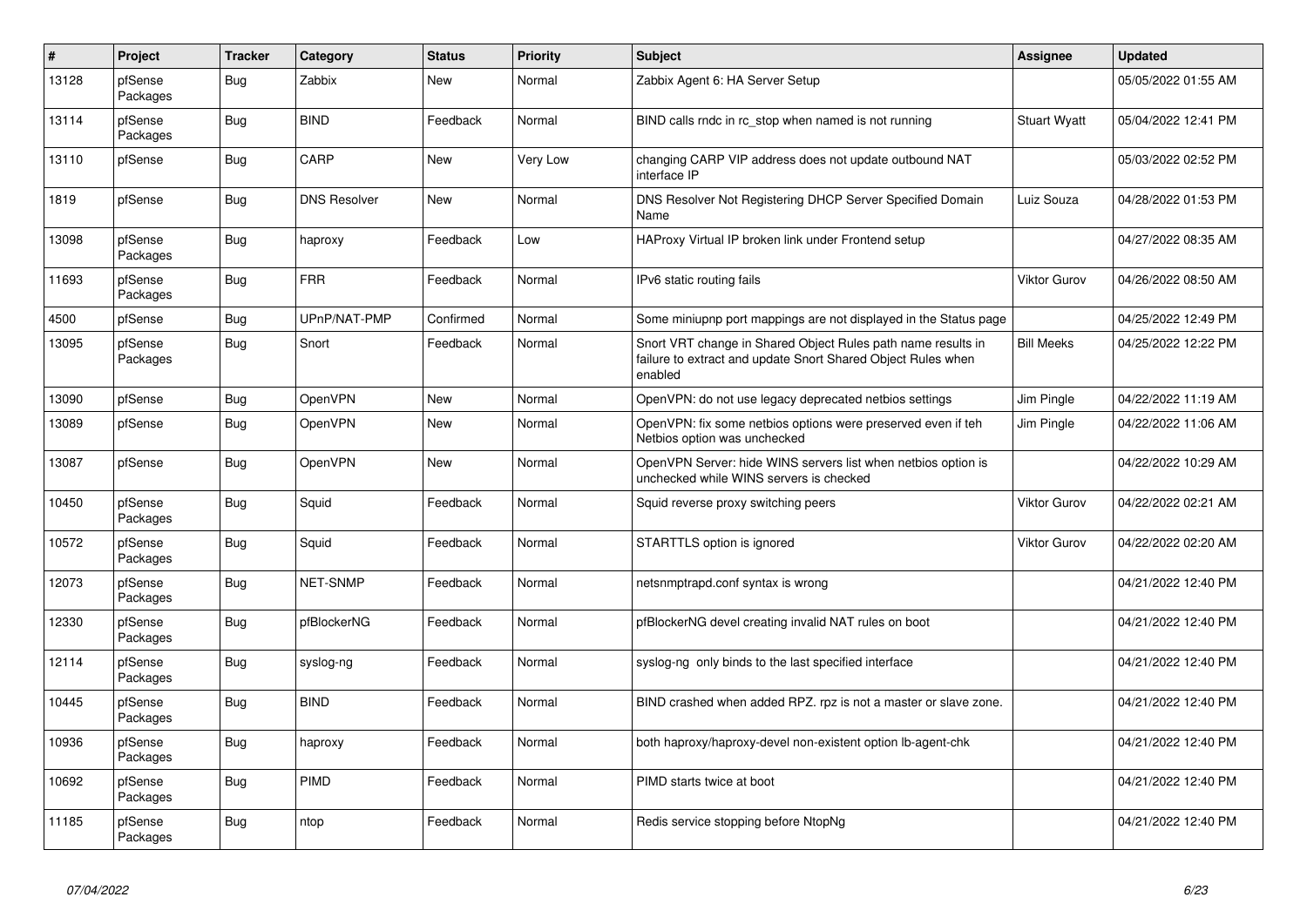| # | Project | Tracker | Category | Status | Priority | Subject | Assignee | Updated |
|---|---|---|---|---|---|---|---|---|
| 13128 | pfSense Packages | Bug | Zabbix | New | Normal | Zabbix Agent 6: HA Server Setup | | 05/05/2022 01:55 AM |
| 13114 | pfSense Packages | Bug | BIND | Feedback | Normal | BIND calls rndc in rc_stop when named is not running | Stuart Wyatt | 05/04/2022 12:41 PM |
| 13110 | pfSense | Bug | CARP | New | Very Low | changing CARP VIP address does not update outbound NAT interface IP | | 05/03/2022 02:52 PM |
| 1819 | pfSense | Bug | DNS Resolver | New | Normal | DNS Resolver Not Registering DHCP Server Specified Domain Name | Luiz Souza | 04/28/2022 01:53 PM |
| 13098 | pfSense Packages | Bug | haproxy | Feedback | Low | HAProxy Virtual IP broken link under Frontend setup | | 04/27/2022 08:35 AM |
| 11693 | pfSense Packages | Bug | FRR | Feedback | Normal | IPv6 static routing fails | Viktor Gurov | 04/26/2022 08:50 AM |
| 4500 | pfSense | Bug | UPnP/NAT-PMP | Confirmed | Normal | Some miniupnp port mappings are not displayed in the Status page | | 04/25/2022 12:49 PM |
| 13095 | pfSense Packages | Bug | Snort | Feedback | Normal | Snort VRT change in Shared Object Rules path name results in failure to extract and update Snort Shared Object Rules when enabled | Bill Meeks | 04/25/2022 12:22 PM |
| 13090 | pfSense | Bug | OpenVPN | New | Normal | OpenVPN: do not use legacy deprecated netbios settings | Jim Pingle | 04/22/2022 11:19 AM |
| 13089 | pfSense | Bug | OpenVPN | New | Normal | OpenVPN: fix some netbios options were preserved even if teh Netbios option was unchecked | Jim Pingle | 04/22/2022 11:06 AM |
| 13087 | pfSense | Bug | OpenVPN | New | Normal | OpenVPN Server: hide WINS servers list when netbios option is unchecked while WINS servers is checked | | 04/22/2022 10:29 AM |
| 10450 | pfSense Packages | Bug | Squid | Feedback | Normal | Squid reverse proxy switching peers | Viktor Gurov | 04/22/2022 02:21 AM |
| 10572 | pfSense Packages | Bug | Squid | Feedback | Normal | STARTTLS option is ignored | Viktor Gurov | 04/22/2022 02:20 AM |
| 12073 | pfSense Packages | Bug | NET-SNMP | Feedback | Normal | netsnmptrapd.conf syntax is wrong | | 04/21/2022 12:40 PM |
| 12330 | pfSense Packages | Bug | pfBlockerNG | Feedback | Normal | pfBlockerNG devel creating invalid NAT rules on boot | | 04/21/2022 12:40 PM |
| 12114 | pfSense Packages | Bug | syslog-ng | Feedback | Normal | syslog-ng only binds to the last specified interface | | 04/21/2022 12:40 PM |
| 10445 | pfSense Packages | Bug | BIND | Feedback | Normal | BIND crashed when added RPZ. rpz is not a master or slave zone. | | 04/21/2022 12:40 PM |
| 10936 | pfSense Packages | Bug | haproxy | Feedback | Normal | both haproxy/haproxy-devel non-existent option lb-agent-chk | | 04/21/2022 12:40 PM |
| 10692 | pfSense Packages | Bug | PIMD | Feedback | Normal | PIMD starts twice at boot | | 04/21/2022 12:40 PM |
| 11185 | pfSense Packages | Bug | ntop | Feedback | Normal | Redis service stopping before NtopNg | | 04/21/2022 12:40 PM |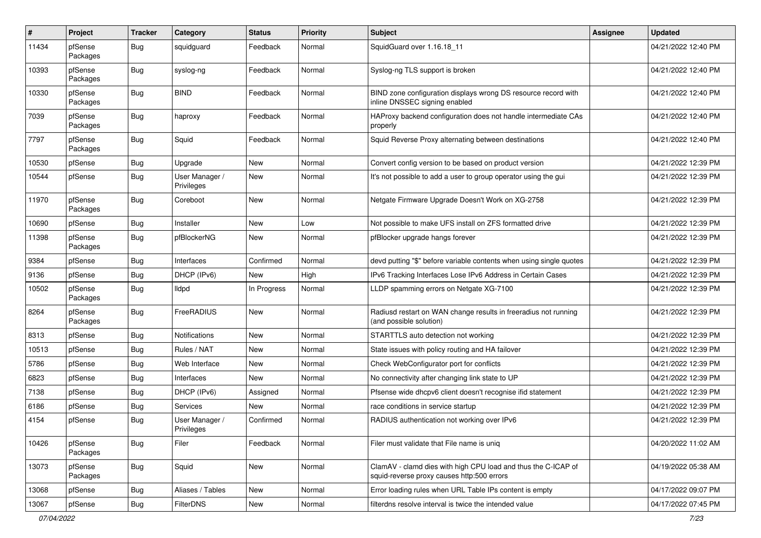| # | Project | Tracker | Category | Status | Priority | Subject | Assignee | Updated |
|---|---|---|---|---|---|---|---|---|
| 11434 | pfSense Packages | Bug | squidguard | Feedback | Normal | SquidGuard over 1.16.18_11 | | 04/21/2022 12:40 PM |
| 10393 | pfSense Packages | Bug | syslog-ng | Feedback | Normal | Syslog-ng TLS support is broken | | 04/21/2022 12:40 PM |
| 10330 | pfSense Packages | Bug | BIND | Feedback | Normal | BIND zone configuration displays wrong DS resource record with inline DNSSEC signing enabled | | 04/21/2022 12:40 PM |
| 7039 | pfSense Packages | Bug | haproxy | Feedback | Normal | HAProxy backend configuration does not handle intermediate CAs properly | | 04/21/2022 12:40 PM |
| 7797 | pfSense Packages | Bug | Squid | Feedback | Normal | Squid Reverse Proxy alternating between destinations | | 04/21/2022 12:40 PM |
| 10530 | pfSense | Bug | Upgrade | New | Normal | Convert config version to be based on product version | | 04/21/2022 12:39 PM |
| 10544 | pfSense | Bug | User Manager / Privileges | New | Normal | It's not possible to add a user to group operator using the gui | | 04/21/2022 12:39 PM |
| 11970 | pfSense Packages | Bug | Coreboot | New | Normal | Netgate Firmware Upgrade Doesn't Work on XG-2758 | | 04/21/2022 12:39 PM |
| 10690 | pfSense | Bug | Installer | New | Low | Not possible to make UFS install on ZFS formatted drive | | 04/21/2022 12:39 PM |
| 11398 | pfSense Packages | Bug | pfBlockerNG | New | Normal | pfBlocker upgrade hangs forever | | 04/21/2022 12:39 PM |
| 9384 | pfSense | Bug | Interfaces | Confirmed | Normal | devd putting "$" before variable contents when using single quotes | | 04/21/2022 12:39 PM |
| 9136 | pfSense | Bug | DHCP (IPv6) | New | High | IPv6 Tracking Interfaces Lose IPv6 Address in Certain Cases | | 04/21/2022 12:39 PM |
| 10502 | pfSense Packages | Bug | lldpd | In Progress | Normal | LLDP spamming errors on Netgate XG-7100 | | 04/21/2022 12:39 PM |
| 8264 | pfSense Packages | Bug | FreeRADIUS | New | Normal | Radiusd restart on WAN change results in freeradius not running (and possible solution) | | 04/21/2022 12:39 PM |
| 8313 | pfSense | Bug | Notifications | New | Normal | STARTTLS auto detection not working | | 04/21/2022 12:39 PM |
| 10513 | pfSense | Bug | Rules / NAT | New | Normal | State issues with policy routing and HA failover | | 04/21/2022 12:39 PM |
| 5786 | pfSense | Bug | Web Interface | New | Normal | Check WebConfigurator port for conflicts | | 04/21/2022 12:39 PM |
| 6823 | pfSense | Bug | Interfaces | New | Normal | No connectivity after changing link state to UP | | 04/21/2022 12:39 PM |
| 7138 | pfSense | Bug | DHCP (IPv6) | Assigned | Normal | Pfsense wide dhcpv6 client doesn't recognise ifid statement | | 04/21/2022 12:39 PM |
| 6186 | pfSense | Bug | Services | New | Normal | race conditions in service startup | | 04/21/2022 12:39 PM |
| 4154 | pfSense | Bug | User Manager / Privileges | Confirmed | Normal | RADIUS authentication not working over IPv6 | | 04/21/2022 12:39 PM |
| 10426 | pfSense Packages | Bug | Filer | Feedback | Normal | Filer must validate that File name is uniq | | 04/20/2022 11:02 AM |
| 13073 | pfSense Packages | Bug | Squid | New | Normal | ClamAV - clamd dies with high CPU load and thus the C-ICAP of squid-reverse proxy causes http:500 errors | | 04/19/2022 05:38 AM |
| 13068 | pfSense | Bug | Aliases / Tables | New | Normal | Error loading rules when URL Table IPs content is empty | | 04/17/2022 09:07 PM |
| 13067 | pfSense | Bug | FilterDNS | New | Normal | filterdns resolve interval is twice the intended value | | 04/17/2022 07:45 PM |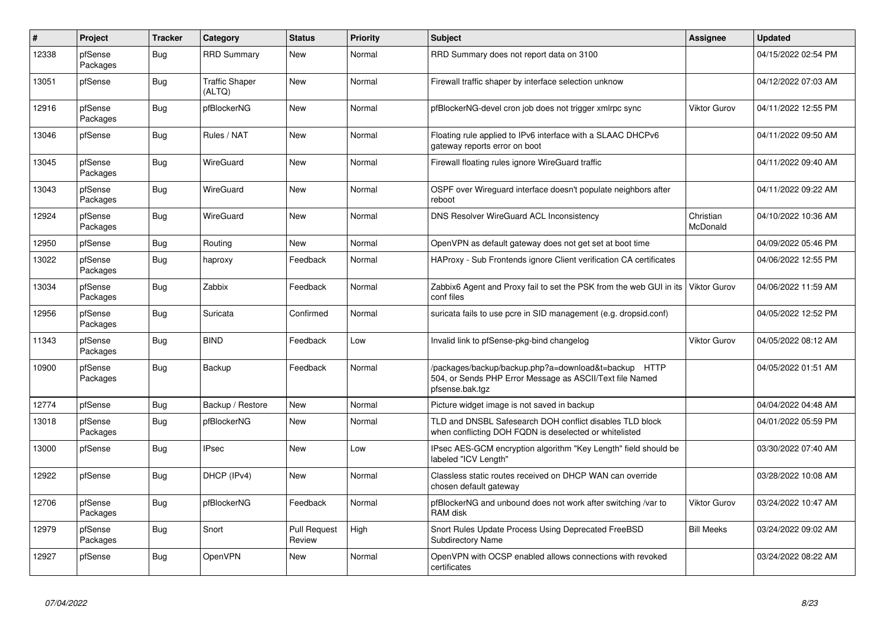| # | Project | Tracker | Category | Status | Priority | Subject | Assignee | Updated |
|---|---|---|---|---|---|---|---|---|
| 12338 | pfSense Packages | Bug | RRD Summary | New | Normal | RRD Summary does not report data on 3100 | | 04/15/2022 02:54 PM |
| 13051 | pfSense | Bug | Traffic Shaper (ALTQ) | New | Normal | Firewall traffic shaper by interface selection unknow | | 04/12/2022 07:03 AM |
| 12916 | pfSense Packages | Bug | pfBlockerNG | New | Normal | pfBlockerNG-devel cron job does not trigger xmlrpc sync | Viktor Gurov | 04/11/2022 12:55 PM |
| 13046 | pfSense | Bug | Rules / NAT | New | Normal | Floating rule applied to IPv6 interface with a SLAAC DHCPv6 gateway reports error on boot | | 04/11/2022 09:50 AM |
| 13045 | pfSense Packages | Bug | WireGuard | New | Normal | Firewall floating rules ignore WireGuard traffic | | 04/11/2022 09:40 AM |
| 13043 | pfSense Packages | Bug | WireGuard | New | Normal | OSPF over Wireguard interface doesn't populate neighbors after reboot | | 04/11/2022 09:22 AM |
| 12924 | pfSense Packages | Bug | WireGuard | New | Normal | DNS Resolver WireGuard ACL Inconsistency | Christian McDonald | 04/10/2022 10:36 AM |
| 12950 | pfSense | Bug | Routing | New | Normal | OpenVPN as default gateway does not get set at boot time | | 04/09/2022 05:46 PM |
| 13022 | pfSense Packages | Bug | haproxy | Feedback | Normal | HAProxy - Sub Frontends ignore Client verification CA certificates | | 04/06/2022 12:55 PM |
| 13034 | pfSense Packages | Bug | Zabbix | Feedback | Normal | Zabbix6 Agent and Proxy fail to set the PSK from the web GUI in its conf files | Viktor Gurov | 04/06/2022 11:59 AM |
| 12956 | pfSense Packages | Bug | Suricata | Confirmed | Normal | suricata fails to use pcre in SID management (e.g. dropsid.conf) | | 04/05/2022 12:52 PM |
| 11343 | pfSense Packages | Bug | BIND | Feedback | Low | Invalid link to pfSense-pkg-bind changelog | Viktor Gurov | 04/05/2022 08:12 AM |
| 10900 | pfSense Packages | Bug | Backup | Feedback | Normal | /packages/backup/backup.php?a=download&t=backup HTTP 504, or Sends PHP Error Message as ASCII/Text file Named pfsense.bak.tgz | | 04/05/2022 01:51 AM |
| 12774 | pfSense | Bug | Backup / Restore | New | Normal | Picture widget image is not saved in backup | | 04/04/2022 04:48 AM |
| 13018 | pfSense Packages | Bug | pfBlockerNG | New | Normal | TLD and DNSBL Safesearch DOH conflict disables TLD block when conflicting DOH FQDN is deselected or whitelisted | | 04/01/2022 05:59 PM |
| 13000 | pfSense | Bug | IPsec | New | Low | IPsec AES-GCM encryption algorithm "Key Length" field should be labeled "ICV Length" | | 03/30/2022 07:40 AM |
| 12922 | pfSense | Bug | DHCP (IPv4) | New | Normal | Classless static routes received on DHCP WAN can override chosen default gateway | | 03/28/2022 10:08 AM |
| 12706 | pfSense Packages | Bug | pfBlockerNG | Feedback | Normal | pfBlockerNG and unbound does not work after switching /var to RAM disk | Viktor Gurov | 03/24/2022 10:47 AM |
| 12979 | pfSense Packages | Bug | Snort | Pull Request Review | High | Snort Rules Update Process Using Deprecated FreeBSD Subdirectory Name | Bill Meeks | 03/24/2022 09:02 AM |
| 12927 | pfSense | Bug | OpenVPN | New | Normal | OpenVPN with OCSP enabled allows connections with revoked certificates | | 03/24/2022 08:22 AM |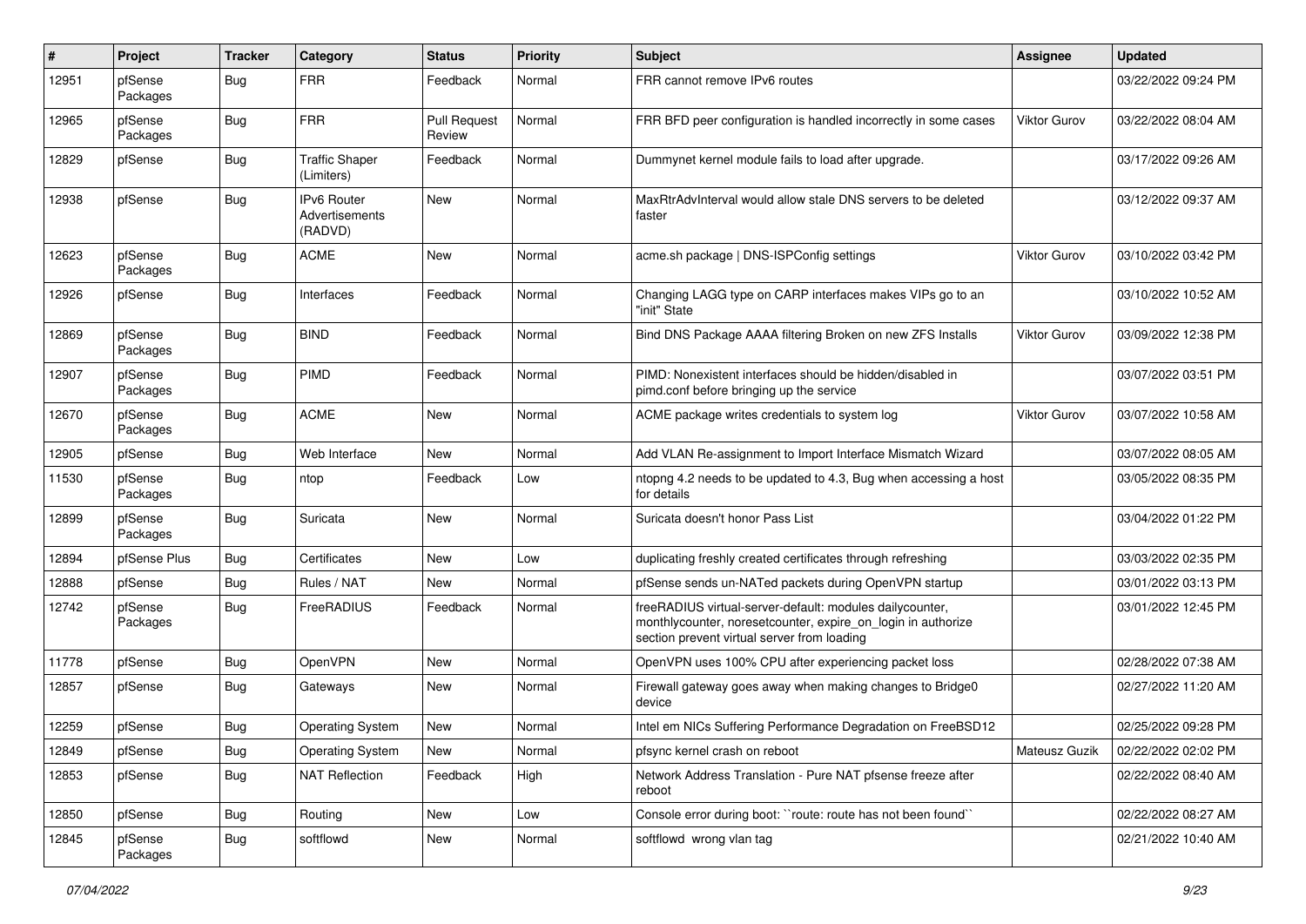| # | Project | Tracker | Category | Status | Priority | Subject | Assignee | Updated |
|---|---|---|---|---|---|---|---|---|
| 12951 | pfSense Packages | Bug | FRR | Feedback | Normal | FRR cannot remove IPv6 routes | | 03/22/2022 09:24 PM |
| 12965 | pfSense Packages | Bug | FRR | Pull Request Review | Normal | FRR BFD peer configuration is handled incorrectly in some cases | Viktor Gurov | 03/22/2022 08:04 AM |
| 12829 | pfSense | Bug | Traffic Shaper (Limiters) | Feedback | Normal | Dummynet kernel module fails to load after upgrade. | | 03/17/2022 09:26 AM |
| 12938 | pfSense | Bug | IPv6 Router Advertisements (RADVD) | New | Normal | MaxRtrAdvInterval would allow stale DNS servers to be deleted faster | | 03/12/2022 09:37 AM |
| 12623 | pfSense Packages | Bug | ACME | New | Normal | acme.sh package \| DNS-ISPConfig settings | Viktor Gurov | 03/10/2022 03:42 PM |
| 12926 | pfSense | Bug | Interfaces | Feedback | Normal | Changing LAGG type on CARP interfaces makes VIPs go to an "init" State | | 03/10/2022 10:52 AM |
| 12869 | pfSense Packages | Bug | BIND | Feedback | Normal | Bind DNS Package AAAA filtering Broken on new ZFS Installs | Viktor Gurov | 03/09/2022 12:38 PM |
| 12907 | pfSense Packages | Bug | PIMD | Feedback | Normal | PIMD: Nonexistent interfaces should be hidden/disabled in pimd.conf before bringing up the service | | 03/07/2022 03:51 PM |
| 12670 | pfSense Packages | Bug | ACME | New | Normal | ACME package writes credentials to system log | Viktor Gurov | 03/07/2022 10:58 AM |
| 12905 | pfSense | Bug | Web Interface | New | Normal | Add VLAN Re-assignment to Import Interface Mismatch Wizard | | 03/07/2022 08:05 AM |
| 11530 | pfSense Packages | Bug | ntop | Feedback | Low | ntopng 4.2 needs to be updated to 4.3, Bug when accessing a host for details | | 03/05/2022 08:35 PM |
| 12899 | pfSense Packages | Bug | Suricata | New | Normal | Suricata doesn't honor Pass List | | 03/04/2022 01:22 PM |
| 12894 | pfSense Plus | Bug | Certificates | New | Low | duplicating freshly created certificates through refreshing | | 03/03/2022 02:35 PM |
| 12888 | pfSense | Bug | Rules / NAT | New | Normal | pfSense sends un-NATed packets during OpenVPN startup | | 03/01/2022 03:13 PM |
| 12742 | pfSense Packages | Bug | FreeRADIUS | Feedback | Normal | freeRADIUS virtual-server-default: modules dailycounter, monthlycounter, noresetcounter, expire_on_login in authorize section prevent virtual server from loading | | 03/01/2022 12:45 PM |
| 11778 | pfSense | Bug | OpenVPN | New | Normal | OpenVPN uses 100% CPU after experiencing packet loss | | 02/28/2022 07:38 AM |
| 12857 | pfSense | Bug | Gateways | New | Normal | Firewall gateway goes away when making changes to Bridge0 device | | 02/27/2022 11:20 AM |
| 12259 | pfSense | Bug | Operating System | New | Normal | Intel em NICs Suffering Performance Degradation on FreeBSD12 | | 02/25/2022 09:28 PM |
| 12849 | pfSense | Bug | Operating System | New | Normal | pfsync kernel crash on reboot | Mateusz Guzik | 02/22/2022 02:02 PM |
| 12853 | pfSense | Bug | NAT Reflection | Feedback | High | Network Address Translation - Pure NAT pfsense freeze after reboot | | 02/22/2022 08:40 AM |
| 12850 | pfSense | Bug | Routing | New | Low | Console error during boot: ``route: route has not been found`` | | 02/22/2022 08:27 AM |
| 12845 | pfSense Packages | Bug | softflowd | New | Normal | softflowd wrong vlan tag | | 02/21/2022 10:40 AM |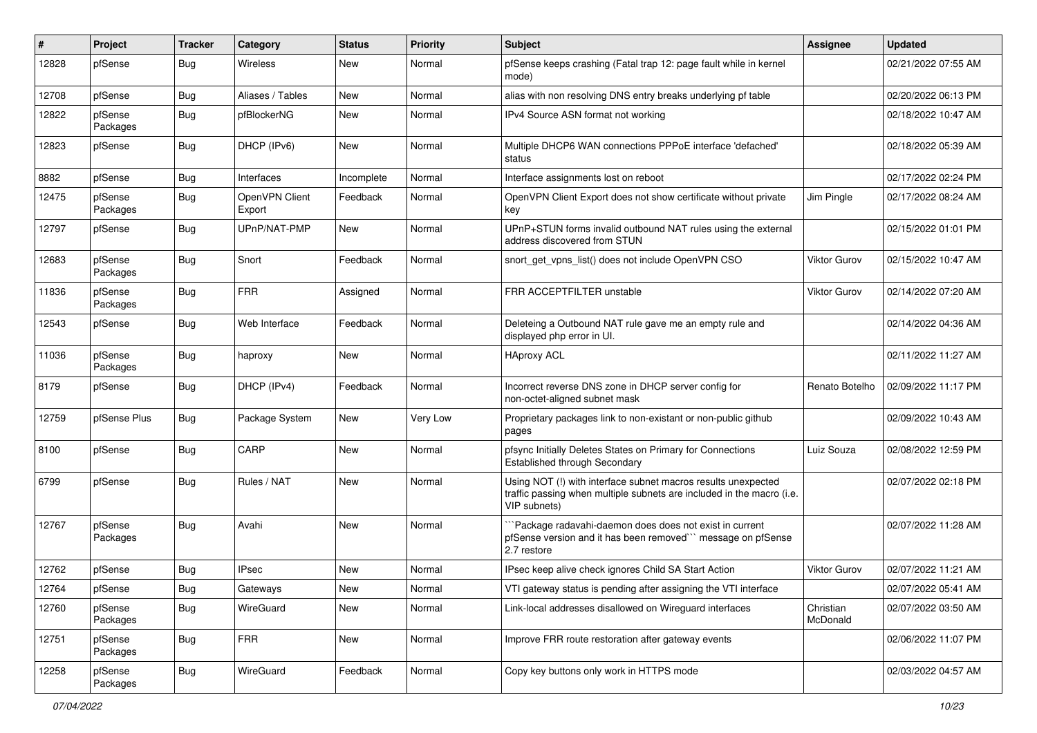| # | Project | Tracker | Category | Status | Priority | Subject | Assignee | Updated |
|---|---|---|---|---|---|---|---|---|
| 12828 | pfSense | Bug | Wireless | New | Normal | pfSense keeps crashing (Fatal trap 12: page fault while in kernel mode) | | 02/21/2022 07:55 AM |
| 12708 | pfSense | Bug | Aliases / Tables | New | Normal | alias with non resolving DNS entry breaks underlying pf table | | 02/20/2022 06:13 PM |
| 12822 | pfSense Packages | Bug | pfBlockerNG | New | Normal | IPv4 Source ASN format not working | | 02/18/2022 10:47 AM |
| 12823 | pfSense | Bug | DHCP (IPv6) | New | Normal | Multiple DHCP6 WAN connections PPPoE interface 'defached' status | | 02/18/2022 05:39 AM |
| 8882 | pfSense | Bug | Interfaces | Incomplete | Normal | Interface assignments lost on reboot | | 02/17/2022 02:24 PM |
| 12475 | pfSense Packages | Bug | OpenVPN Client Export | Feedback | Normal | OpenVPN Client Export does not show certificate without private key | Jim Pingle | 02/17/2022 08:24 AM |
| 12797 | pfSense | Bug | UPnP/NAT-PMP | New | Normal | UPnP+STUN forms invalid outbound NAT rules using the external address discovered from STUN | | 02/15/2022 01:01 PM |
| 12683 | pfSense Packages | Bug | Snort | Feedback | Normal | snort_get_vpns_list() does not include OpenVPN CSO | Viktor Gurov | 02/15/2022 10:47 AM |
| 11836 | pfSense Packages | Bug | FRR | Assigned | Normal | FRR ACCEPTFILTER unstable | Viktor Gurov | 02/14/2022 07:20 AM |
| 12543 | pfSense | Bug | Web Interface | Feedback | Normal | Deleteing a Outbound NAT rule gave me an empty rule and displayed php error in UI. | | 02/14/2022 04:36 AM |
| 11036 | pfSense Packages | Bug | haproxy | New | Normal | HAproxy ACL | | 02/11/2022 11:27 AM |
| 8179 | pfSense | Bug | DHCP (IPv4) | Feedback | Normal | Incorrect reverse DNS zone in DHCP server config for non-octet-aligned subnet mask | Renato Botelho | 02/09/2022 11:17 PM |
| 12759 | pfSense Plus | Bug | Package System | New | Very Low | Proprietary packages link to non-existant or non-public github pages | | 02/09/2022 10:43 AM |
| 8100 | pfSense | Bug | CARP | New | Normal | pfsync Initially Deletes States on Primary for Connections Established through Secondary | Luiz Souza | 02/08/2022 12:59 PM |
| 6799 | pfSense | Bug | Rules / NAT | New | Normal | Using NOT (!) with interface subnet macros results unexpected traffic passing when multiple subnets are included in the macro (i.e. VIP subnets) | | 02/07/2022 02:18 PM |
| 12767 | pfSense Packages | Bug | Avahi | New | Normal | ```Package radavahi-daemon does does not exist in current pfSense version and it has been removed``` message on pfSense 2.7 restore | | 02/07/2022 11:28 AM |
| 12762 | pfSense | Bug | IPsec | New | Normal | IPsec keep alive check ignores Child SA Start Action | Viktor Gurov | 02/07/2022 11:21 AM |
| 12764 | pfSense | Bug | Gateways | New | Normal | VTI gateway status is pending after assigning the VTI interface | | 02/07/2022 05:41 AM |
| 12760 | pfSense Packages | Bug | WireGuard | New | Normal | Link-local addresses disallowed on Wireguard interfaces | Christian McDonald | 02/07/2022 03:50 AM |
| 12751 | pfSense Packages | Bug | FRR | New | Normal | Improve FRR route restoration after gateway events | | 02/06/2022 11:07 PM |
| 12258 | pfSense Packages | Bug | WireGuard | Feedback | Normal | Copy key buttons only work in HTTPS mode | | 02/03/2022 04:57 AM |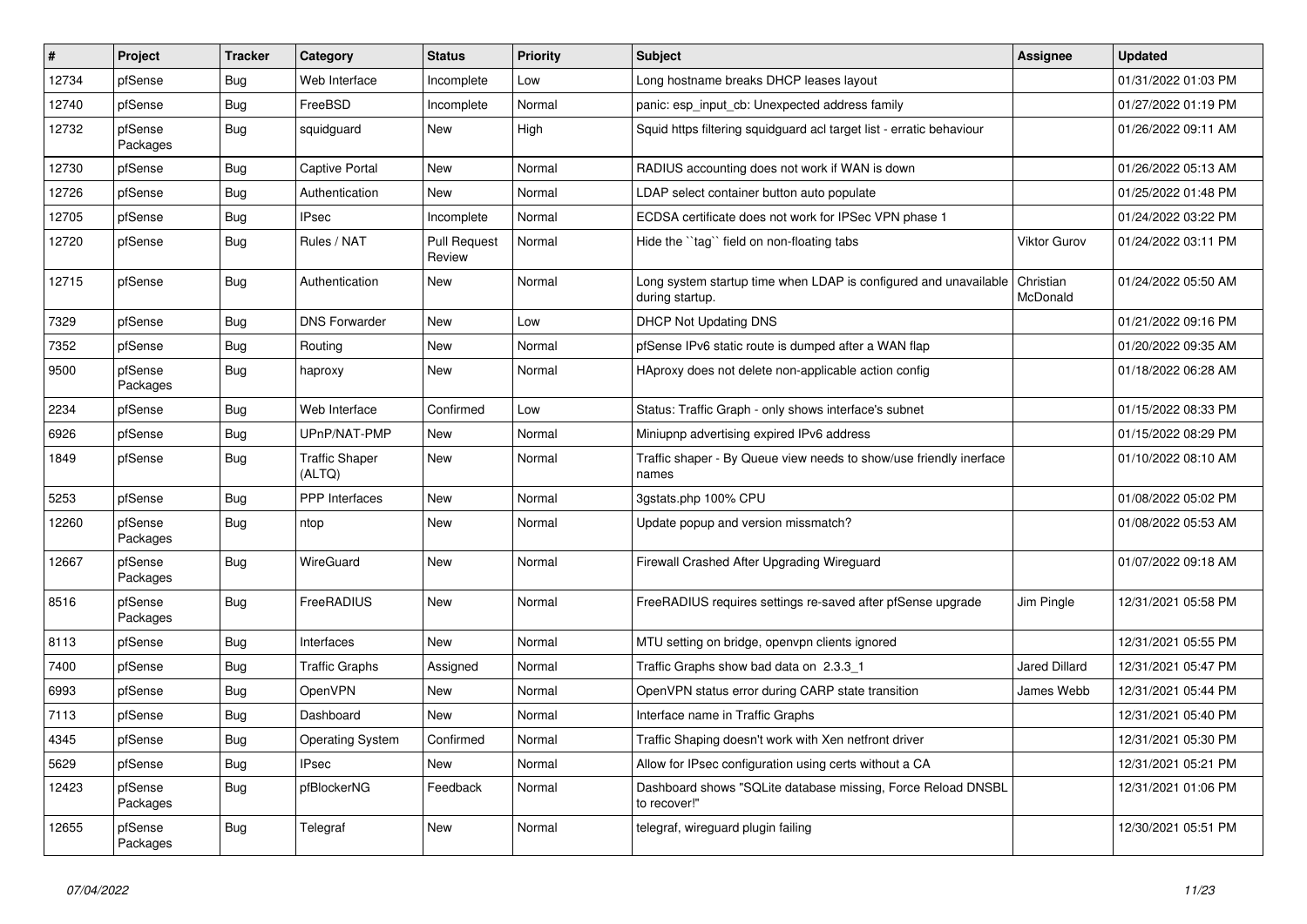| # | Project | Tracker | Category | Status | Priority | Subject | Assignee | Updated |
|---|---|---|---|---|---|---|---|---|
| 12734 | pfSense | Bug | Web Interface | Incomplete | Low | Long hostname breaks DHCP leases layout | | 01/31/2022 01:03 PM |
| 12740 | pfSense | Bug | FreeBSD | Incomplete | Normal | panic: esp_input_cb: Unexpected address family | | 01/27/2022 01:19 PM |
| 12732 | pfSense Packages | Bug | squidguard | New | High | Squid https filtering squidguard acl target list - erratic behaviour | | 01/26/2022 09:11 AM |
| 12730 | pfSense | Bug | Captive Portal | New | Normal | RADIUS accounting does not work if WAN is down | | 01/26/2022 05:13 AM |
| 12726 | pfSense | Bug | Authentication | New | Normal | LDAP select container button auto populate | | 01/25/2022 01:48 PM |
| 12705 | pfSense | Bug | IPsec | Incomplete | Normal | ECDSA certificate does not work for IPSec VPN phase 1 | | 01/24/2022 03:22 PM |
| 12720 | pfSense | Bug | Rules / NAT | Pull Request Review | Normal | Hide the ``tag`` field on non-floating tabs | Viktor Gurov | 01/24/2022 03:11 PM |
| 12715 | pfSense | Bug | Authentication | New | Normal | Long system startup time when LDAP is configured and unavailable during startup. | Christian McDonald | 01/24/2022 05:50 AM |
| 7329 | pfSense | Bug | DNS Forwarder | New | Low | DHCP Not Updating DNS | | 01/21/2022 09:16 PM |
| 7352 | pfSense | Bug | Routing | New | Normal | pfSense IPv6 static route is dumped after a WAN flap | | 01/20/2022 09:35 AM |
| 9500 | pfSense Packages | Bug | haproxy | New | Normal | HAproxy does not delete non-applicable action config | | 01/18/2022 06:28 AM |
| 2234 | pfSense | Bug | Web Interface | Confirmed | Low | Status: Traffic Graph - only shows interface's subnet | | 01/15/2022 08:33 PM |
| 6926 | pfSense | Bug | UPnP/NAT-PMP | New | Normal | Miniupnp advertising expired IPv6 address | | 01/15/2022 08:29 PM |
| 1849 | pfSense | Bug | Traffic Shaper (ALTQ) | New | Normal | Traffic shaper - By Queue view needs to show/use friendly inerface names | | 01/10/2022 08:10 AM |
| 5253 | pfSense | Bug | PPP Interfaces | New | Normal | 3gstats.php 100% CPU | | 01/08/2022 05:02 PM |
| 12260 | pfSense Packages | Bug | ntop | New | Normal | Update popup and version missmatch? | | 01/08/2022 05:53 AM |
| 12667 | pfSense Packages | Bug | WireGuard | New | Normal | Firewall Crashed After Upgrading Wireguard | | 01/07/2022 09:18 AM |
| 8516 | pfSense Packages | Bug | FreeRADIUS | New | Normal | FreeRADIUS requires settings re-saved after pfSense upgrade | Jim Pingle | 12/31/2021 05:58 PM |
| 8113 | pfSense | Bug | Interfaces | New | Normal | MTU setting on bridge, openvpn clients ignored | | 12/31/2021 05:55 PM |
| 7400 | pfSense | Bug | Traffic Graphs | Assigned | Normal | Traffic Graphs show bad data on 2.3.3_1 | Jared Dillard | 12/31/2021 05:47 PM |
| 6993 | pfSense | Bug | OpenVPN | New | Normal | OpenVPN status error during CARP state transition | James Webb | 12/31/2021 05:44 PM |
| 7113 | pfSense | Bug | Dashboard | New | Normal | Interface name in Traffic Graphs | | 12/31/2021 05:40 PM |
| 4345 | pfSense | Bug | Operating System | Confirmed | Normal | Traffic Shaping doesn't work with Xen netfront driver | | 12/31/2021 05:30 PM |
| 5629 | pfSense | Bug | IPsec | New | Normal | Allow for IPsec configuration using certs without a CA | | 12/31/2021 05:21 PM |
| 12423 | pfSense Packages | Bug | pfBlockerNG | Feedback | Normal | Dashboard shows "SQLite database missing, Force Reload DNSBL to recover!" | | 12/31/2021 01:06 PM |
| 12655 | pfSense Packages | Bug | Telegraf | New | Normal | telegraf, wireguard plugin failing | | 12/30/2021 05:51 PM |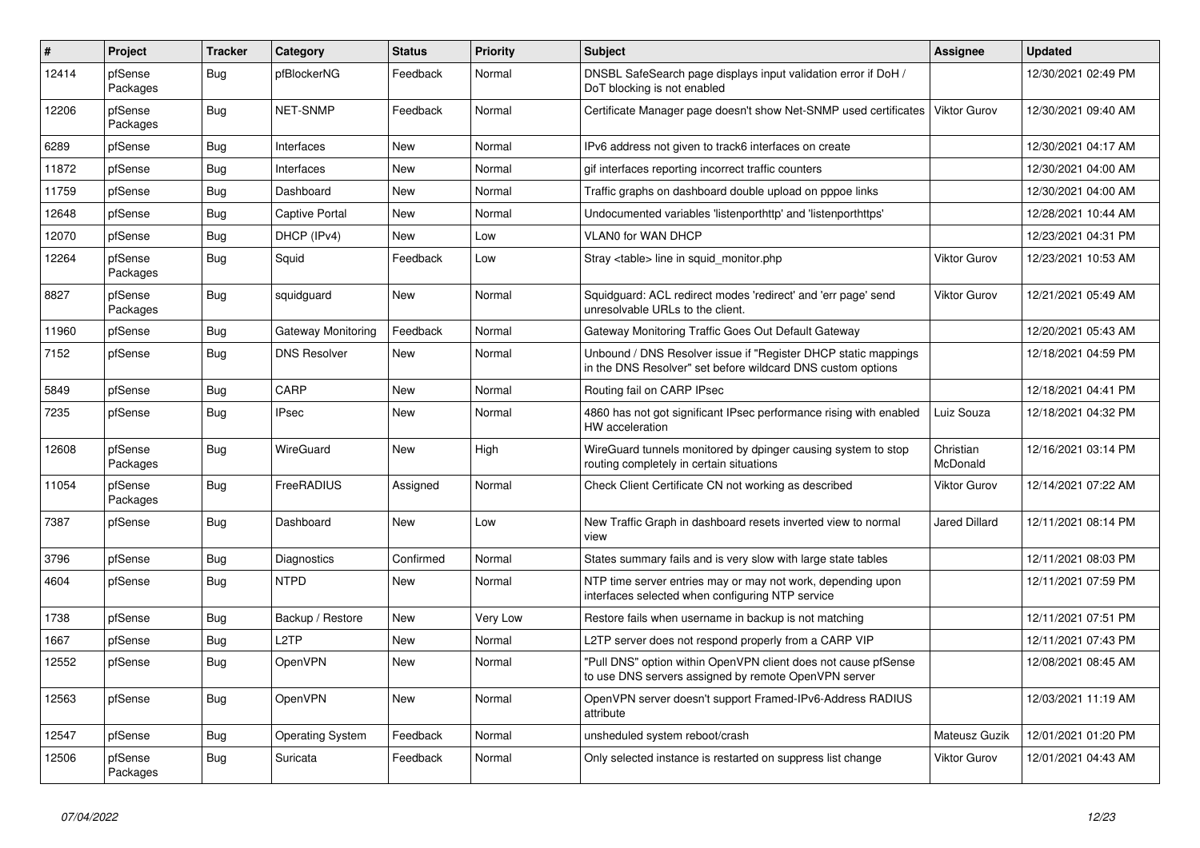| # | Project | Tracker | Category | Status | Priority | Subject | Assignee | Updated |
|---|---|---|---|---|---|---|---|---|
| 12414 | pfSense Packages | Bug | pfBlockerNG | Feedback | Normal | DNSBL SafeSearch page displays input validation error if DoH / DoT blocking is not enabled | | 12/30/2021 02:49 PM |
| 12206 | pfSense Packages | Bug | NET-SNMP | Feedback | Normal | Certificate Manager page doesn't show Net-SNMP used certificates | Viktor Gurov | 12/30/2021 09:40 AM |
| 6289 | pfSense | Bug | Interfaces | New | Normal | IPv6 address not given to track6 interfaces on create | | 12/30/2021 04:17 AM |
| 11872 | pfSense | Bug | Interfaces | New | Normal | gif interfaces reporting incorrect traffic counters | | 12/30/2021 04:00 AM |
| 11759 | pfSense | Bug | Dashboard | New | Normal | Traffic graphs on dashboard double upload on pppoe links | | 12/30/2021 04:00 AM |
| 12648 | pfSense | Bug | Captive Portal | New | Normal | Undocumented variables 'listenporthttp' and 'listenporthttps' | | 12/28/2021 10:44 AM |
| 12070 | pfSense | Bug | DHCP (IPv4) | New | Low | VLAN0 for WAN DHCP | | 12/23/2021 04:31 PM |
| 12264 | pfSense Packages | Bug | Squid | Feedback | Low | Stray <table> line in squid_monitor.php | Viktor Gurov | 12/23/2021 10:53 AM |
| 8827 | pfSense Packages | Bug | squidguard | New | Normal | Squidguard: ACL redirect modes 'redirect' and 'err page' send unresolvable URLs to the client. | Viktor Gurov | 12/21/2021 05:49 AM |
| 11960 | pfSense | Bug | Gateway Monitoring | Feedback | Normal | Gateway Monitoring Traffic Goes Out Default Gateway | | 12/20/2021 05:43 AM |
| 7152 | pfSense | Bug | DNS Resolver | New | Normal | Unbound / DNS Resolver issue if "Register DHCP static mappings in the DNS Resolver" set before wildcard DNS custom options | | 12/18/2021 04:59 PM |
| 5849 | pfSense | Bug | CARP | New | Normal | Routing fail on CARP IPsec | | 12/18/2021 04:41 PM |
| 7235 | pfSense | Bug | IPsec | New | Normal | 4860 has not got significant IPsec performance rising with enabled HW acceleration | Luiz Souza | 12/18/2021 04:32 PM |
| 12608 | pfSense Packages | Bug | WireGuard | New | High | WireGuard tunnels monitored by dpinger causing system to stop routing completely in certain situations | Christian McDonald | 12/16/2021 03:14 PM |
| 11054 | pfSense Packages | Bug | FreeRADIUS | Assigned | Normal | Check Client Certificate CN not working as described | Viktor Gurov | 12/14/2021 07:22 AM |
| 7387 | pfSense | Bug | Dashboard | New | Low | New Traffic Graph in dashboard resets inverted view to normal view | Jared Dillard | 12/11/2021 08:14 PM |
| 3796 | pfSense | Bug | Diagnostics | Confirmed | Normal | States summary fails and is very slow with large state tables | | 12/11/2021 08:03 PM |
| 4604 | pfSense | Bug | NTPD | New | Normal | NTP time server entries may or may not work, depending upon interfaces selected when configuring NTP service | | 12/11/2021 07:59 PM |
| 1738 | pfSense | Bug | Backup / Restore | New | Very Low | Restore fails when username in backup is not matching | | 12/11/2021 07:51 PM |
| 1667 | pfSense | Bug | L2TP | New | Normal | L2TP server does not respond properly from a CARP VIP | | 12/11/2021 07:43 PM |
| 12552 | pfSense | Bug | OpenVPN | New | Normal | "Pull DNS" option within OpenVPN client does not cause pfSense to use DNS servers assigned by remote OpenVPN server | | 12/08/2021 08:45 AM |
| 12563 | pfSense | Bug | OpenVPN | New | Normal | OpenVPN server doesn't support Framed-IPv6-Address RADIUS attribute | | 12/03/2021 11:19 AM |
| 12547 | pfSense | Bug | Operating System | Feedback | Normal | unsheduled system reboot/crash | Mateusz Guzik | 12/01/2021 01:20 PM |
| 12506 | pfSense Packages | Bug | Suricata | Feedback | Normal | Only selected instance is restarted on suppress list change | Viktor Gurov | 12/01/2021 04:43 AM |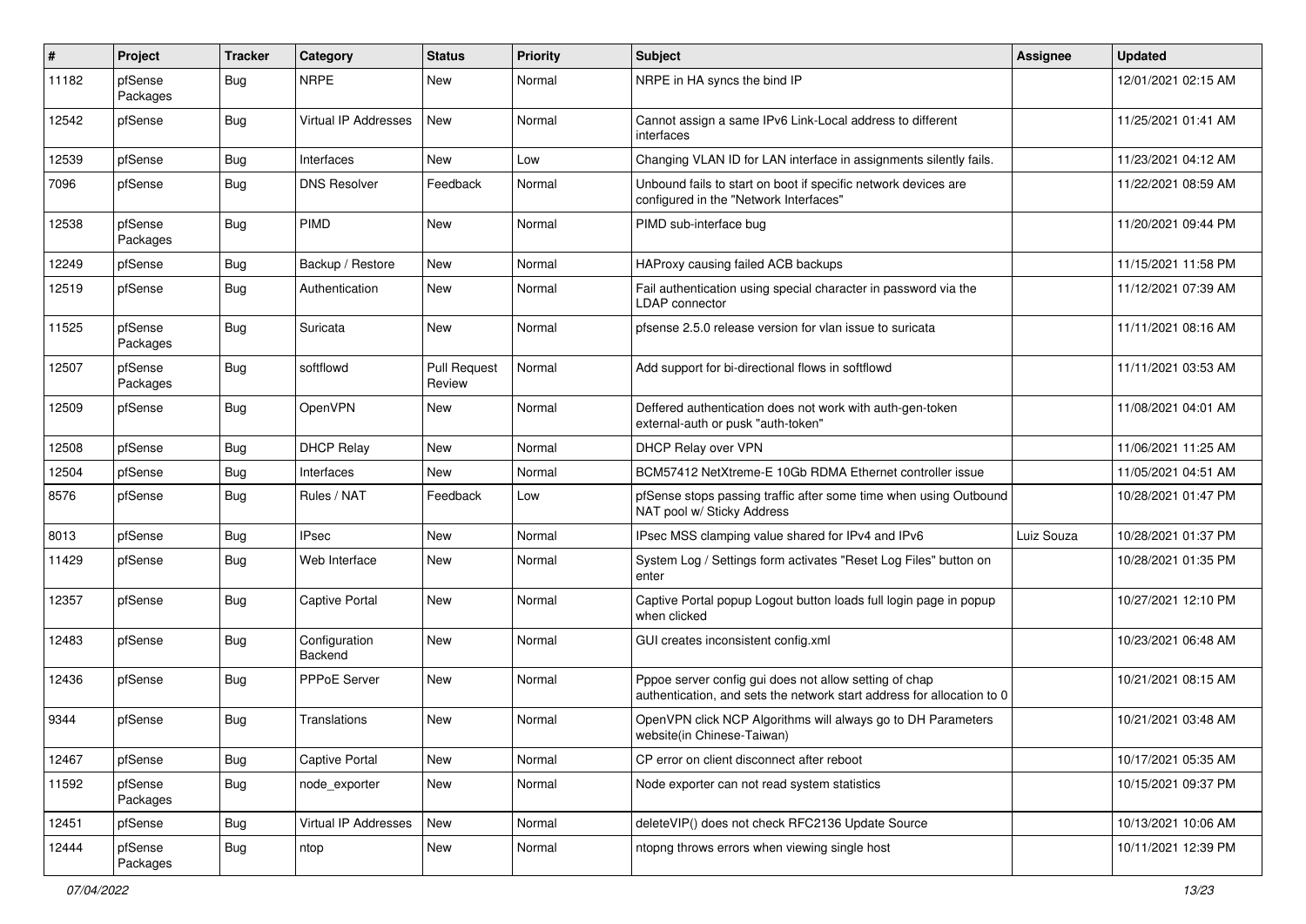| # | Project | Tracker | Category | Status | Priority | Subject | Assignee | Updated |
|---|---|---|---|---|---|---|---|---|
| 11182 | pfSense Packages | Bug | NRPE | New | Normal | NRPE in HA syncs the bind IP | | 12/01/2021 02:15 AM |
| 12542 | pfSense | Bug | Virtual IP Addresses | New | Normal | Cannot assign a same IPv6 Link-Local address to different interfaces | | 11/25/2021 01:41 AM |
| 12539 | pfSense | Bug | Interfaces | New | Low | Changing VLAN ID for LAN interface in assignments silently fails. | | 11/23/2021 04:12 AM |
| 7096 | pfSense | Bug | DNS Resolver | Feedback | Normal | Unbound fails to start on boot if specific network devices are configured in the "Network Interfaces" | | 11/22/2021 08:59 AM |
| 12538 | pfSense Packages | Bug | PIMD | New | Normal | PIMD sub-interface bug | | 11/20/2021 09:44 PM |
| 12249 | pfSense | Bug | Backup / Restore | New | Normal | HAProxy causing failed ACB backups | | 11/15/2021 11:58 PM |
| 12519 | pfSense | Bug | Authentication | New | Normal | Fail authentication using special character in password via the LDAP connector | | 11/12/2021 07:39 AM |
| 11525 | pfSense Packages | Bug | Suricata | New | Normal | pfsense 2.5.0 release version for vlan issue to suricata | | 11/11/2021 08:16 AM |
| 12507 | pfSense Packages | Bug | softflowd | Pull Request Review | Normal | Add support for bi-directional flows in softflowd | | 11/11/2021 03:53 AM |
| 12509 | pfSense | Bug | OpenVPN | New | Normal | Deffered authentication does not work with auth-gen-token external-auth or pusk "auth-token" | | 11/08/2021 04:01 AM |
| 12508 | pfSense | Bug | DHCP Relay | New | Normal | DHCP Relay over VPN | | 11/06/2021 11:25 AM |
| 12504 | pfSense | Bug | Interfaces | New | Normal | BCM57412 NetXtreme-E 10Gb RDMA Ethernet controller issue | | 11/05/2021 04:51 AM |
| 8576 | pfSense | Bug | Rules / NAT | Feedback | Low | pfSense stops passing traffic after some time when using Outbound NAT pool w/ Sticky Address | | 10/28/2021 01:47 PM |
| 8013 | pfSense | Bug | IPsec | New | Normal | IPsec MSS clamping value shared for IPv4 and IPv6 | Luiz Souza | 10/28/2021 01:37 PM |
| 11429 | pfSense | Bug | Web Interface | New | Normal | System Log / Settings form activates "Reset Log Files" button on enter | | 10/28/2021 01:35 PM |
| 12357 | pfSense | Bug | Captive Portal | New | Normal | Captive Portal popup Logout button loads full login page in popup when clicked | | 10/27/2021 12:10 PM |
| 12483 | pfSense | Bug | Configuration Backend | New | Normal | GUI creates inconsistent config.xml | | 10/23/2021 06:48 AM |
| 12436 | pfSense | Bug | PPPoE Server | New | Normal | Pppoe server config gui does not allow setting of chap authentication, and sets the network start address for allocation to 0 | | 10/21/2021 08:15 AM |
| 9344 | pfSense | Bug | Translations | New | Normal | OpenVPN click NCP Algorithms will always go to DH Parameters website(in Chinese-Taiwan) | | 10/21/2021 03:48 AM |
| 12467 | pfSense | Bug | Captive Portal | New | Normal | CP error on client disconnect after reboot | | 10/17/2021 05:35 AM |
| 11592 | pfSense Packages | Bug | node_exporter | New | Normal | Node exporter can not read system statistics | | 10/15/2021 09:37 PM |
| 12451 | pfSense | Bug | Virtual IP Addresses | New | Normal | deleteVIP() does not check RFC2136 Update Source | | 10/13/2021 10:06 AM |
| 12444 | pfSense Packages | Bug | ntop | New | Normal | ntopng throws errors when viewing single host | | 10/11/2021 12:39 PM |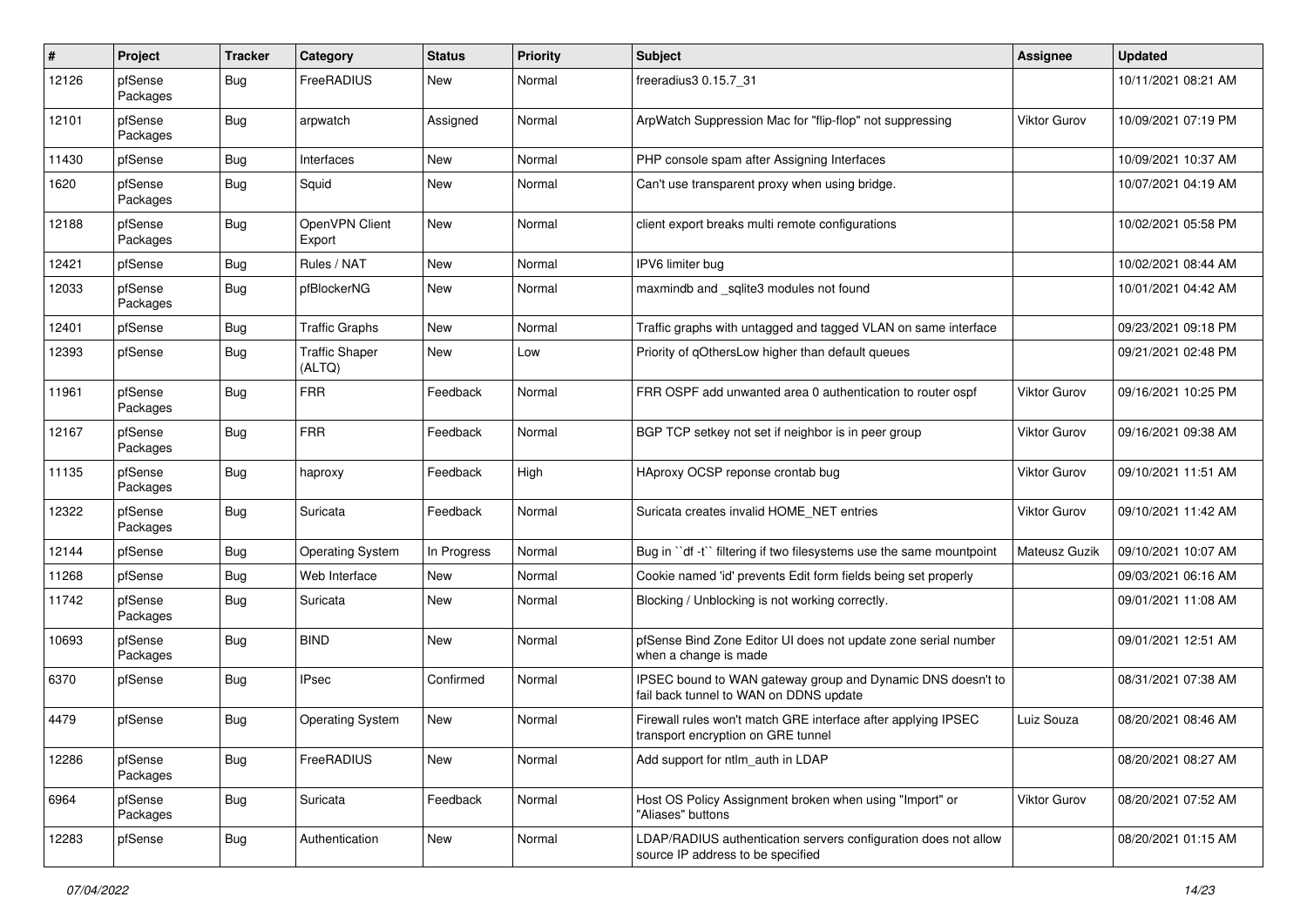| # | Project | Tracker | Category | Status | Priority | Subject | Assignee | Updated |
|---|---|---|---|---|---|---|---|---|
| 12126 | pfSense Packages | Bug | FreeRADIUS | New | Normal | freeradius3 0.15.7_31 | | 10/11/2021 08:21 AM |
| 12101 | pfSense Packages | Bug | arpwatch | Assigned | Normal | ArpWatch Suppression Mac for "flip-flop" not suppressing | Viktor Gurov | 10/09/2021 07:19 PM |
| 11430 | pfSense | Bug | Interfaces | New | Normal | PHP console spam after Assigning Interfaces | | 10/09/2021 10:37 AM |
| 1620 | pfSense Packages | Bug | Squid | New | Normal | Can't use transparent proxy when using bridge. | | 10/07/2021 04:19 AM |
| 12188 | pfSense Packages | Bug | OpenVPN Client Export | New | Normal | client export breaks multi remote configurations | | 10/02/2021 05:58 PM |
| 12421 | pfSense | Bug | Rules / NAT | New | Normal | IPV6 limiter bug | | 10/02/2021 08:44 AM |
| 12033 | pfSense Packages | Bug | pfBlockerNG | New | Normal | maxmindb and _sqlite3 modules not found | | 10/01/2021 04:42 AM |
| 12401 | pfSense | Bug | Traffic Graphs | New | Normal | Traffic graphs with untagged and tagged VLAN on same interface | | 09/23/2021 09:18 PM |
| 12393 | pfSense | Bug | Traffic Shaper (ALTQ) | New | Low | Priority of qOthersLow higher than default queues | | 09/21/2021 02:48 PM |
| 11961 | pfSense Packages | Bug | FRR | Feedback | Normal | FRR OSPF add unwanted area 0 authentication to router ospf | Viktor Gurov | 09/16/2021 10:25 PM |
| 12167 | pfSense Packages | Bug | FRR | Feedback | Normal | BGP TCP setkey not set if neighbor is in peer group | Viktor Gurov | 09/16/2021 09:38 AM |
| 11135 | pfSense Packages | Bug | haproxy | Feedback | High | HAproxy OCSP reponse crontab bug | Viktor Gurov | 09/10/2021 11:51 AM |
| 12322 | pfSense Packages | Bug | Suricata | Feedback | Normal | Suricata creates invalid HOME_NET entries | Viktor Gurov | 09/10/2021 11:42 AM |
| 12144 | pfSense | Bug | Operating System | In Progress | Normal | Bug in ``df -t`` filtering if two filesystems use the same mountpoint | Mateusz Guzik | 09/10/2021 10:07 AM |
| 11268 | pfSense | Bug | Web Interface | New | Normal | Cookie named 'id' prevents Edit form fields being set properly | | 09/03/2021 06:16 AM |
| 11742 | pfSense Packages | Bug | Suricata | New | Normal | Blocking / Unblocking is not working correctly. | | 09/01/2021 11:08 AM |
| 10693 | pfSense Packages | Bug | BIND | New | Normal | pfSense Bind Zone Editor UI does not update zone serial number when a change is made | | 09/01/2021 12:51 AM |
| 6370 | pfSense | Bug | IPsec | Confirmed | Normal | IPSEC bound to WAN gateway group and Dynamic DNS doesn't to fail back tunnel to WAN on DDNS update | | 08/31/2021 07:38 AM |
| 4479 | pfSense | Bug | Operating System | New | Normal | Firewall rules won't match GRE interface after applying IPSEC transport encryption on GRE tunnel | Luiz Souza | 08/20/2021 08:46 AM |
| 12286 | pfSense Packages | Bug | FreeRADIUS | New | Normal | Add support for ntlm_auth in LDAP | | 08/20/2021 08:27 AM |
| 6964 | pfSense Packages | Bug | Suricata | Feedback | Normal | Host OS Policy Assignment broken when using "Import" or "Aliases" buttons | Viktor Gurov | 08/20/2021 07:52 AM |
| 12283 | pfSense | Bug | Authentication | New | Normal | LDAP/RADIUS authentication servers configuration does not allow source IP address to be specified | | 08/20/2021 01:15 AM |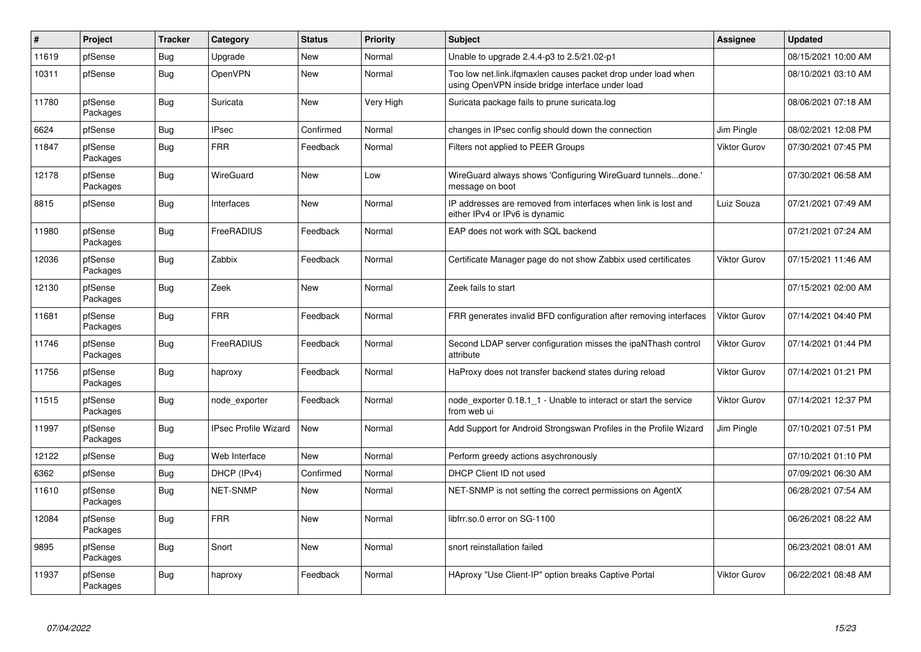| # | Project | Tracker | Category | Status | Priority | Subject | Assignee | Updated |
|---|---|---|---|---|---|---|---|---|
| 11619 | pfSense | Bug | Upgrade | New | Normal | Unable to upgrade 2.4.4-p3 to 2.5/21.02-p1 | | 08/15/2021 10:00 AM |
| 10311 | pfSense | Bug | OpenVPN | New | Normal | Too low net.link.ifqmaxlen causes packet drop under load when using OpenVPN inside bridge interface under load | | 08/10/2021 03:10 AM |
| 11780 | pfSense Packages | Bug | Suricata | New | Very High | Suricata package fails to prune suricata.log | | 08/06/2021 07:18 AM |
| 6624 | pfSense | Bug | IPsec | Confirmed | Normal | changes in IPsec config should down the connection | Jim Pingle | 08/02/2021 12:08 PM |
| 11847 | pfSense Packages | Bug | FRR | Feedback | Normal | Filters not applied to PEER Groups | Viktor Gurov | 07/30/2021 07:45 PM |
| 12178 | pfSense Packages | Bug | WireGuard | New | Low | WireGuard always shows 'Configuring WireGuard tunnels...done.' message on boot | | 07/30/2021 06:58 AM |
| 8815 | pfSense | Bug | Interfaces | New | Normal | IP addresses are removed from interfaces when link is lost and either IPv4 or IPv6 is dynamic | Luiz Souza | 07/21/2021 07:49 AM |
| 11980 | pfSense Packages | Bug | FreeRADIUS | Feedback | Normal | EAP does not work with SQL backend | | 07/21/2021 07:24 AM |
| 12036 | pfSense Packages | Bug | Zabbix | Feedback | Normal | Certificate Manager page do not show Zabbix used certificates | Viktor Gurov | 07/15/2021 11:46 AM |
| 12130 | pfSense Packages | Bug | Zeek | New | Normal | Zeek fails to start | | 07/15/2021 02:00 AM |
| 11681 | pfSense Packages | Bug | FRR | Feedback | Normal | FRR generates invalid BFD configuration after removing interfaces | Viktor Gurov | 07/14/2021 04:40 PM |
| 11746 | pfSense Packages | Bug | FreeRADIUS | Feedback | Normal | Second LDAP server configuration misses the ipaNThash control attribute | Viktor Gurov | 07/14/2021 01:44 PM |
| 11756 | pfSense Packages | Bug | haproxy | Feedback | Normal | HaProxy does not transfer backend states during reload | Viktor Gurov | 07/14/2021 01:21 PM |
| 11515 | pfSense Packages | Bug | node_exporter | Feedback | Normal | node_exporter 0.18.1_1 - Unable to interact or start the service from web ui | Viktor Gurov | 07/14/2021 12:37 PM |
| 11997 | pfSense Packages | Bug | IPsec Profile Wizard | New | Normal | Add Support for Android Strongswan Profiles in the Profile Wizard | Jim Pingle | 07/10/2021 07:51 PM |
| 12122 | pfSense | Bug | Web Interface | New | Normal | Perform greedy actions asychronously | | 07/10/2021 01:10 PM |
| 6362 | pfSense | Bug | DHCP (IPv4) | Confirmed | Normal | DHCP Client ID not used | | 07/09/2021 06:30 AM |
| 11610 | pfSense Packages | Bug | NET-SNMP | New | Normal | NET-SNMP is not setting the correct permissions on AgentX | | 06/28/2021 07:54 AM |
| 12084 | pfSense Packages | Bug | FRR | New | Normal | libfrr.so.0 error on SG-1100 | | 06/26/2021 08:22 AM |
| 9895 | pfSense Packages | Bug | Snort | New | Normal | snort reinstallation failed | | 06/23/2021 08:01 AM |
| 11937 | pfSense Packages | Bug | haproxy | Feedback | Normal | HAproxy "Use Client-IP" option breaks Captive Portal | Viktor Gurov | 06/22/2021 08:48 AM |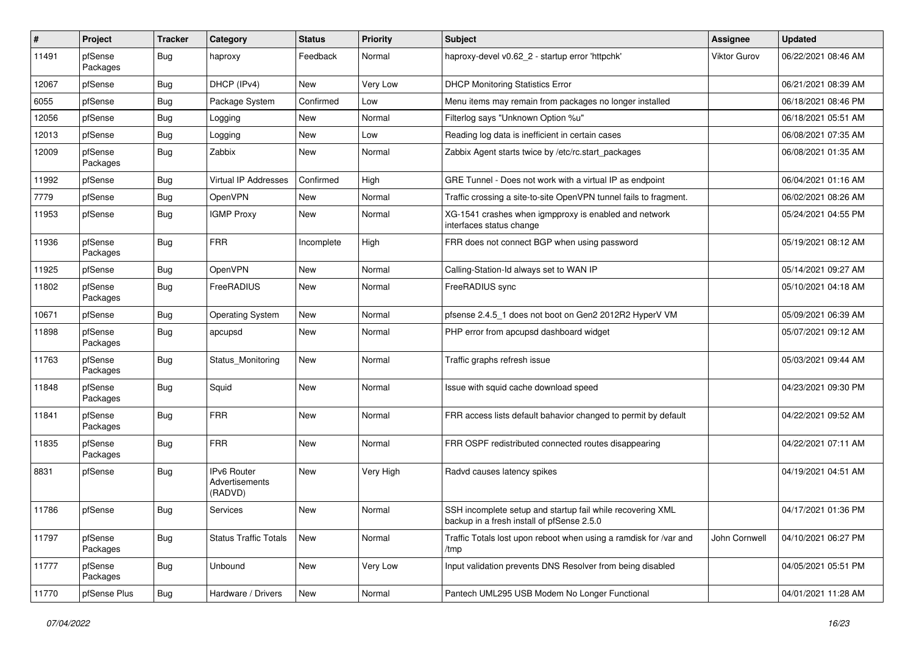| # | Project | Tracker | Category | Status | Priority | Subject | Assignee | Updated |
|---|---|---|---|---|---|---|---|---|
| 11491 | pfSense Packages | Bug | haproxy | Feedback | Normal | haproxy-devel v0.62_2 - startup error 'httpchk' | Viktor Gurov | 06/22/2021 08:46 AM |
| 12067 | pfSense | Bug | DHCP (IPv4) | New | Very Low | DHCP Monitoring Statistics Error | | 06/21/2021 08:39 AM |
| 6055 | pfSense | Bug | Package System | Confirmed | Low | Menu items may remain from packages no longer installed | | 06/18/2021 08:46 PM |
| 12056 | pfSense | Bug | Logging | New | Normal | Filterlog says "Unknown Option %u" | | 06/18/2021 05:51 AM |
| 12013 | pfSense | Bug | Logging | New | Low | Reading log data is inefficient in certain cases | | 06/08/2021 07:35 AM |
| 12009 | pfSense Packages | Bug | Zabbix | New | Normal | Zabbix Agent starts twice by /etc/rc.start_packages | | 06/08/2021 01:35 AM |
| 11992 | pfSense | Bug | Virtual IP Addresses | Confirmed | High | GRE Tunnel - Does not work with a virtual IP as endpoint | | 06/04/2021 01:16 AM |
| 7779 | pfSense | Bug | OpenVPN | New | Normal | Traffic crossing a site-to-site OpenVPN tunnel fails to fragment. | | 06/02/2021 08:26 AM |
| 11953 | pfSense | Bug | IGMP Proxy | New | Normal | XG-1541 crashes when igmpproxy is enabled and network interfaces status change | | 05/24/2021 04:55 PM |
| 11936 | pfSense Packages | Bug | FRR | Incomplete | High | FRR does not connect BGP when using password | | 05/19/2021 08:12 AM |
| 11925 | pfSense | Bug | OpenVPN | New | Normal | Calling-Station-Id always set to WAN IP | | 05/14/2021 09:27 AM |
| 11802 | pfSense Packages | Bug | FreeRADIUS | New | Normal | FreeRADIUS sync | | 05/10/2021 04:18 AM |
| 10671 | pfSense | Bug | Operating System | New | Normal | pfsense 2.4.5_1 does not boot on Gen2 2012R2 HyperV VM | | 05/09/2021 06:39 AM |
| 11898 | pfSense Packages | Bug | apcupsd | New | Normal | PHP error from apcupsd dashboard widget | | 05/07/2021 09:12 AM |
| 11763 | pfSense Packages | Bug | Status_Monitoring | New | Normal | Traffic graphs refresh issue | | 05/03/2021 09:44 AM |
| 11848 | pfSense Packages | Bug | Squid | New | Normal | Issue with squid cache download speed | | 04/23/2021 09:30 PM |
| 11841 | pfSense Packages | Bug | FRR | New | Normal | FRR access lists default bahavior changed to permit by default | | 04/22/2021 09:52 AM |
| 11835 | pfSense Packages | Bug | FRR | New | Normal | FRR OSPF redistributed connected routes disappearing | | 04/22/2021 07:11 AM |
| 8831 | pfSense | Bug | IPv6 Router Advertisements (RADVD) | New | Very High | Radvd causes latency spikes | | 04/19/2021 04:51 AM |
| 11786 | pfSense | Bug | Services | New | Normal | SSH incomplete setup and startup fail while recovering XML backup in a fresh install of pfSense 2.5.0 | | 04/17/2021 01:36 PM |
| 11797 | pfSense Packages | Bug | Status Traffic Totals | New | Normal | Traffic Totals lost upon reboot when using a ramdisk for /var and /tmp | John Cornwell | 04/10/2021 06:27 PM |
| 11777 | pfSense Packages | Bug | Unbound | New | Very Low | Input validation prevents DNS Resolver from being disabled | | 04/05/2021 05:51 PM |
| 11770 | pfSense Plus | Bug | Hardware / Drivers | New | Normal | Pantech UML295 USB Modem No Longer Functional | | 04/01/2021 11:28 AM |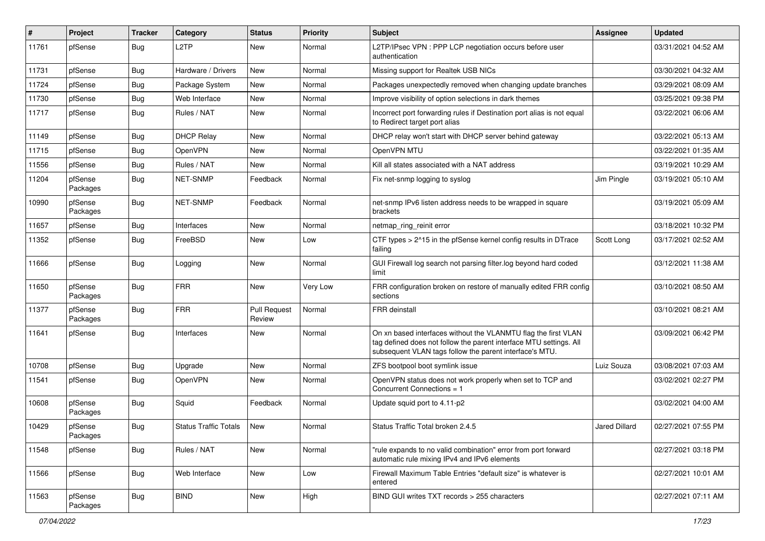| # | Project | Tracker | Category | Status | Priority | Subject | Assignee | Updated |
|---|---|---|---|---|---|---|---|---|
| 11761 | pfSense | Bug | L2TP | New | Normal | L2TP/IPsec VPN : PPP LCP negotiation occurs before user authentication | | 03/31/2021 04:52 AM |
| 11731 | pfSense | Bug | Hardware / Drivers | New | Normal | Missing support for Realtek USB NICs | | 03/30/2021 04:32 AM |
| 11724 | pfSense | Bug | Package System | New | Normal | Packages unexpectedly removed when changing update branches | | 03/29/2021 08:09 AM |
| 11730 | pfSense | Bug | Web Interface | New | Normal | Improve visibility of option selections in dark themes | | 03/25/2021 09:38 PM |
| 11717 | pfSense | Bug | Rules / NAT | New | Normal | Incorrect port forwarding rules if Destination port alias is not equal to Redirect target port alias | | 03/22/2021 06:06 AM |
| 11149 | pfSense | Bug | DHCP Relay | New | Normal | DHCP relay won't start with DHCP server behind gateway | | 03/22/2021 05:13 AM |
| 11715 | pfSense | Bug | OpenVPN | New | Normal | OpenVPN MTU | | 03/22/2021 01:35 AM |
| 11556 | pfSense | Bug | Rules / NAT | New | Normal | Kill all states associated with a NAT address | | 03/19/2021 10:29 AM |
| 11204 | pfSense Packages | Bug | NET-SNMP | Feedback | Normal | Fix net-snmp logging to syslog | Jim Pingle | 03/19/2021 05:10 AM |
| 10990 | pfSense Packages | Bug | NET-SNMP | Feedback | Normal | net-snmp IPv6 listen address needs to be wrapped in square brackets | | 03/19/2021 05:09 AM |
| 11657 | pfSense | Bug | Interfaces | New | Normal | netmap_ring_reinit error | | 03/18/2021 10:32 PM |
| 11352 | pfSense | Bug | FreeBSD | New | Low | CTF types > 2^15 in the pfSense kernel config results in DTrace failing | Scott Long | 03/17/2021 02:52 AM |
| 11666 | pfSense | Bug | Logging | New | Normal | GUI Firewall log search not parsing filter.log beyond hard coded limit | | 03/12/2021 11:38 AM |
| 11650 | pfSense Packages | Bug | FRR | New | Very Low | FRR configuration broken on restore of manually edited FRR config sections | | 03/10/2021 08:50 AM |
| 11377 | pfSense Packages | Bug | FRR | Pull Request Review | Normal | FRR deinstall | | 03/10/2021 08:21 AM |
| 11641 | pfSense | Bug | Interfaces | New | Normal | On xn based interfaces without the VLANMTU flag the first VLAN tag defined does not follow the parent interface MTU settings. All subsequent VLAN tags follow the parent interface's MTU. | | 03/09/2021 06:42 PM |
| 10708 | pfSense | Bug | Upgrade | New | Normal | ZFS bootpool boot symlink issue | Luiz Souza | 03/08/2021 07:03 AM |
| 11541 | pfSense | Bug | OpenVPN | New | Normal | OpenVPN status does not work properly when set to TCP and Concurrent Connections = 1 | | 03/02/2021 02:27 PM |
| 10608 | pfSense Packages | Bug | Squid | Feedback | Normal | Update squid port to 4.11-p2 | | 03/02/2021 04:00 AM |
| 10429 | pfSense Packages | Bug | Status Traffic Totals | New | Normal | Status Traffic Total broken 2.4.5 | Jared Dillard | 02/27/2021 07:55 PM |
| 11548 | pfSense | Bug | Rules / NAT | New | Normal | "rule expands to no valid combination" error from port forward automatic rule mixing IPv4 and IPv6 elements | | 02/27/2021 03:18 PM |
| 11566 | pfSense | Bug | Web Interface | New | Low | Firewall Maximum Table Entries "default size" is whatever is entered | | 02/27/2021 10:01 AM |
| 11563 | pfSense Packages | Bug | BIND | New | High | BIND GUI writes TXT records > 255 characters | | 02/27/2021 07:11 AM |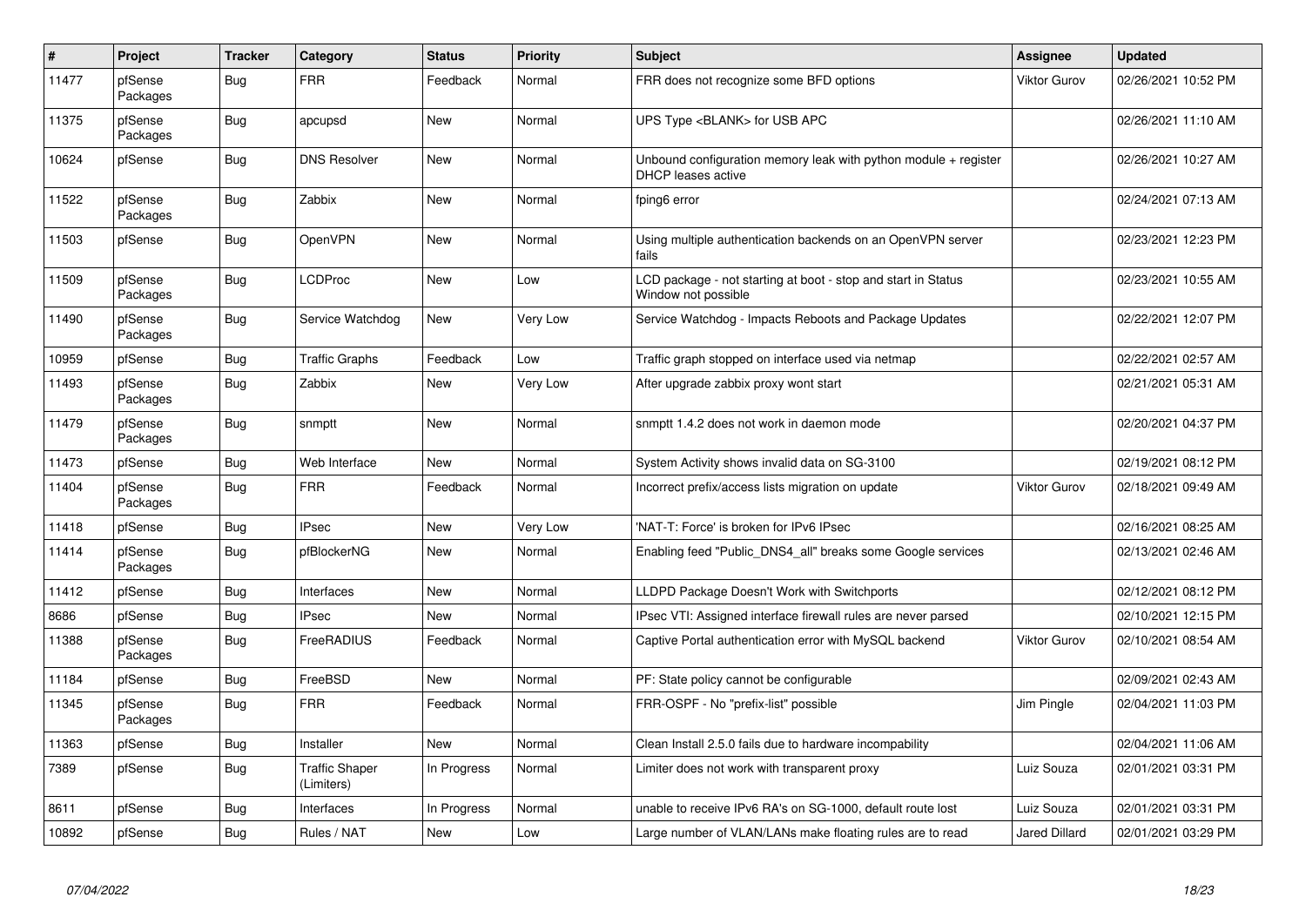| # | Project | Tracker | Category | Status | Priority | Subject | Assignee | Updated |
|---|---|---|---|---|---|---|---|---|
| 11477 | pfSense Packages | Bug | FRR | Feedback | Normal | FRR does not recognize some BFD options | Viktor Gurov | 02/26/2021 10:52 PM |
| 11375 | pfSense Packages | Bug | apcupsd | New | Normal | UPS Type <BLANK> for USB APC | | 02/26/2021 11:10 AM |
| 10624 | pfSense | Bug | DNS Resolver | New | Normal | Unbound configuration memory leak with python module + register DHCP leases active | | 02/26/2021 10:27 AM |
| 11522 | pfSense Packages | Bug | Zabbix | New | Normal | fping6 error | | 02/24/2021 07:13 AM |
| 11503 | pfSense | Bug | OpenVPN | New | Normal | Using multiple authentication backends on an OpenVPN server fails | | 02/23/2021 12:23 PM |
| 11509 | pfSense Packages | Bug | LCDProc | New | Low | LCD package - not starting at boot - stop and start in Status Window not possible | | 02/23/2021 10:55 AM |
| 11490 | pfSense Packages | Bug | Service Watchdog | New | Very Low | Service Watchdog - Impacts Reboots and Package Updates | | 02/22/2021 12:07 PM |
| 10959 | pfSense | Bug | Traffic Graphs | Feedback | Low | Traffic graph stopped on interface used via netmap | | 02/22/2021 02:57 AM |
| 11493 | pfSense Packages | Bug | Zabbix | New | Very Low | After upgrade zabbix proxy wont start | | 02/21/2021 05:31 AM |
| 11479 | pfSense Packages | Bug | snmptt | New | Normal | snmptt 1.4.2 does not work in daemon mode | | 02/20/2021 04:37 PM |
| 11473 | pfSense | Bug | Web Interface | New | Normal | System Activity shows invalid data on SG-3100 | | 02/19/2021 08:12 PM |
| 11404 | pfSense Packages | Bug | FRR | Feedback | Normal | Incorrect prefix/access lists migration on update | Viktor Gurov | 02/18/2021 09:49 AM |
| 11418 | pfSense | Bug | IPsec | New | Very Low | 'NAT-T: Force' is broken for IPv6 IPsec | | 02/16/2021 08:25 AM |
| 11414 | pfSense Packages | Bug | pfBlockerNG | New | Normal | Enabling feed "Public_DNS4_all" breaks some Google services | | 02/13/2021 02:46 AM |
| 11412 | pfSense | Bug | Interfaces | New | Normal | LLDPD Package Doesn't Work with Switchports | | 02/12/2021 08:12 PM |
| 8686 | pfSense | Bug | IPsec | New | Normal | IPsec VTI: Assigned interface firewall rules are never parsed | | 02/10/2021 12:15 PM |
| 11388 | pfSense Packages | Bug | FreeRADIUS | Feedback | Normal | Captive Portal authentication error with MySQL backend | Viktor Gurov | 02/10/2021 08:54 AM |
| 11184 | pfSense | Bug | FreeBSD | New | Normal | PF: State policy cannot be configurable | | 02/09/2021 02:43 AM |
| 11345 | pfSense Packages | Bug | FRR | Feedback | Normal | FRR-OSPF - No "prefix-list" possible | Jim Pingle | 02/04/2021 11:03 PM |
| 11363 | pfSense | Bug | Installer | New | Normal | Clean Install 2.5.0 fails due to hardware incompatibility | | 02/04/2021 11:06 AM |
| 7389 | pfSense | Bug | Traffic Shaper (Limiters) | In Progress | Normal | Limiter does not work with transparent proxy | Luiz Souza | 02/01/2021 03:31 PM |
| 8611 | pfSense | Bug | Interfaces | In Progress | Normal | unable to receive IPv6 RA's on SG-1000, default route lost | Luiz Souza | 02/01/2021 03:31 PM |
| 10892 | pfSense | Bug | Rules / NAT | New | Low | Large number of VLAN/LANs make floating rules are to read | Jared Dillard | 02/01/2021 03:29 PM |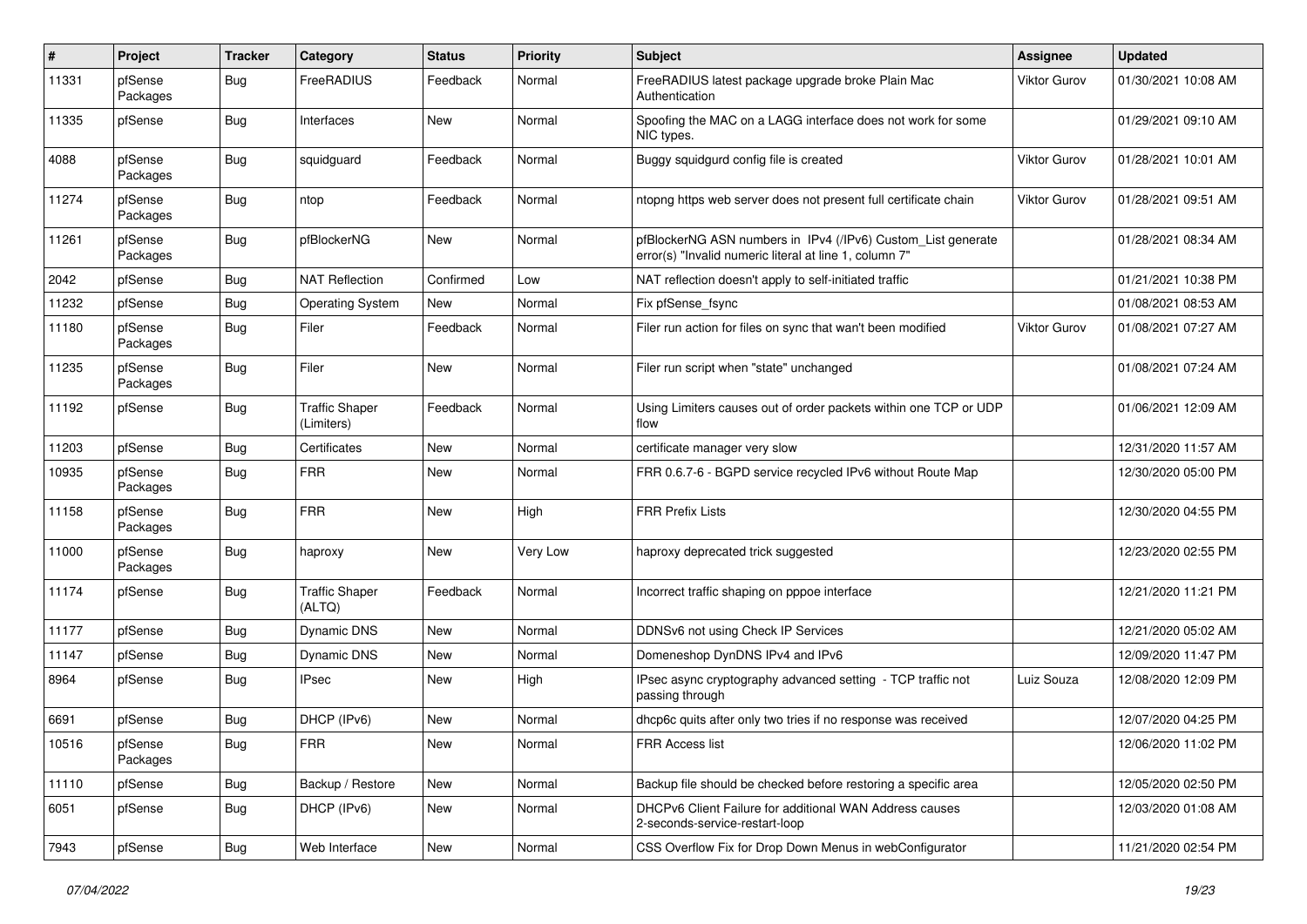| # | Project | Tracker | Category | Status | Priority | Subject | Assignee | Updated |
|---|---|---|---|---|---|---|---|---|
| 11331 | pfSense Packages | Bug | FreeRADIUS | Feedback | Normal | FreeRADIUS latest package upgrade broke Plain Mac Authentication | Viktor Gurov | 01/30/2021 10:08 AM |
| 11335 | pfSense | Bug | Interfaces | New | Normal | Spoofing the MAC on a LAGG interface does not work for some NIC types. | | 01/29/2021 09:10 AM |
| 4088 | pfSense Packages | Bug | squidguard | Feedback | Normal | Buggy squidgurd config file is created | Viktor Gurov | 01/28/2021 10:01 AM |
| 11274 | pfSense Packages | Bug | ntop | Feedback | Normal | ntopng https web server does not present full certificate chain | Viktor Gurov | 01/28/2021 09:51 AM |
| 11261 | pfSense Packages | Bug | pfBlockerNG | New | Normal | pfBlockerNG ASN numbers in IPv4 (/IPv6) Custom_List generate error(s) "Invalid numeric literal at line 1, column 7" | | 01/28/2021 08:34 AM |
| 2042 | pfSense | Bug | NAT Reflection | Confirmed | Low | NAT reflection doesn't apply to self-initiated traffic | | 01/21/2021 10:38 PM |
| 11232 | pfSense | Bug | Operating System | New | Normal | Fix pfSense_fsync | | 01/08/2021 08:53 AM |
| 11180 | pfSense Packages | Bug | Filer | Feedback | Normal | Filer run action for files on sync that wan't been modified | Viktor Gurov | 01/08/2021 07:27 AM |
| 11235 | pfSense Packages | Bug | Filer | New | Normal | Filer run script when "state" unchanged | | 01/08/2021 07:24 AM |
| 11192 | pfSense | Bug | Traffic Shaper (Limiters) | Feedback | Normal | Using Limiters causes out of order packets within one TCP or UDP flow | | 01/06/2021 12:09 AM |
| 11203 | pfSense | Bug | Certificates | New | Normal | certificate manager very slow | | 12/31/2020 11:57 AM |
| 10935 | pfSense Packages | Bug | FRR | New | Normal | FRR 0.6.7-6 - BGPD service recycled IPv6 without Route Map | | 12/30/2020 05:00 PM |
| 11158 | pfSense Packages | Bug | FRR | New | High | FRR Prefix Lists | | 12/30/2020 04:55 PM |
| 11000 | pfSense Packages | Bug | haproxy | New | Very Low | haproxy deprecated trick suggested | | 12/23/2020 02:55 PM |
| 11174 | pfSense | Bug | Traffic Shaper (ALTQ) | Feedback | Normal | Incorrect traffic shaping on pppoe interface | | 12/21/2020 11:21 PM |
| 11177 | pfSense | Bug | Dynamic DNS | New | Normal | DDNSv6 not using Check IP Services | | 12/21/2020 05:02 AM |
| 11147 | pfSense | Bug | Dynamic DNS | New | Normal | Domeneshop DynDNS IPv4 and IPv6 | | 12/09/2020 11:47 PM |
| 8964 | pfSense | Bug | IPsec | New | High | IPsec async cryptography advanced setting - TCP traffic not passing through | Luiz Souza | 12/08/2020 12:09 PM |
| 6691 | pfSense | Bug | DHCP (IPv6) | New | Normal | dhcp6c quits after only two tries if no response was received | | 12/07/2020 04:25 PM |
| 10516 | pfSense Packages | Bug | FRR | New | Normal | FRR Access list | | 12/06/2020 11:02 PM |
| 11110 | pfSense | Bug | Backup / Restore | New | Normal | Backup file should be checked before restoring a specific area | | 12/05/2020 02:50 PM |
| 6051 | pfSense | Bug | DHCP (IPv6) | New | Normal | DHCPv6 Client Failure for additional WAN Address causes 2-seconds-service-restart-loop | | 12/03/2020 01:08 AM |
| 7943 | pfSense | Bug | Web Interface | New | Normal | CSS Overflow Fix for Drop Down Menus in webConfigurator | | 11/21/2020 02:54 PM |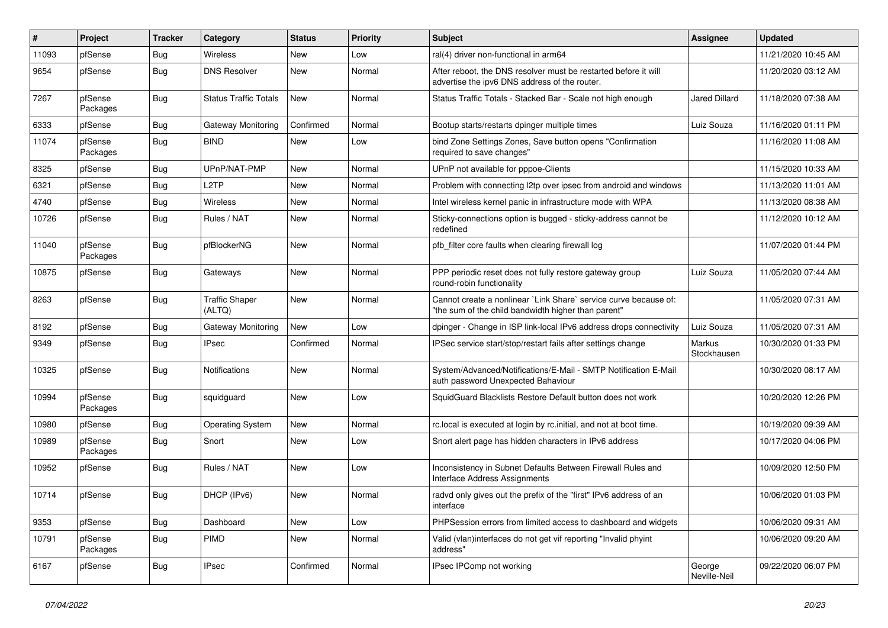| # | Project | Tracker | Category | Status | Priority | Subject | Assignee | Updated |
|---|---|---|---|---|---|---|---|---|
| 11093 | pfSense | Bug | Wireless | New | Low | ral(4) driver non-functional in arm64 | | 11/21/2020 10:45 AM |
| 9654 | pfSense | Bug | DNS Resolver | New | Normal | After reboot, the DNS resolver must be restarted before it will advertise the ipv6 DNS address of the router. | | 11/20/2020 03:12 AM |
| 7267 | pfSense Packages | Bug | Status Traffic Totals | New | Normal | Status Traffic Totals - Stacked Bar - Scale not high enough | Jared Dillard | 11/18/2020 07:38 AM |
| 6333 | pfSense | Bug | Gateway Monitoring | Confirmed | Normal | Bootup starts/restarts dpinger multiple times | Luiz Souza | 11/16/2020 01:11 PM |
| 11074 | pfSense Packages | Bug | BIND | New | Low | bind Zone Settings Zones, Save button opens "Confirmation required to save changes" | | 11/16/2020 11:08 AM |
| 8325 | pfSense | Bug | UPnP/NAT-PMP | New | Normal | UPnP not available for pppoe-Clients | | 11/15/2020 10:33 AM |
| 6321 | pfSense | Bug | L2TP | New | Normal | Problem with connecting l2tp over ipsec from android and windows | | 11/13/2020 11:01 AM |
| 4740 | pfSense | Bug | Wireless | New | Normal | Intel wireless kernel panic in infrastructure mode with WPA | | 11/13/2020 08:38 AM |
| 10726 | pfSense | Bug | Rules / NAT | New | Normal | Sticky-connections option is bugged - sticky-address cannot be redefined | | 11/12/2020 10:12 AM |
| 11040 | pfSense Packages | Bug | pfBlockerNG | New | Normal | pfb_filter core faults when clearing firewall log | | 11/07/2020 01:44 PM |
| 10875 | pfSense | Bug | Gateways | New | Normal | PPP periodic reset does not fully restore gateway group round-robin functionality | Luiz Souza | 11/05/2020 07:44 AM |
| 8263 | pfSense | Bug | Traffic Shaper (ALTQ) | New | Normal | Cannot create a nonlinear `Link Share` service curve because of: "the sum of the child bandwidth higher than parent" | | 11/05/2020 07:31 AM |
| 8192 | pfSense | Bug | Gateway Monitoring | New | Low | dpinger - Change in ISP link-local IPv6 address drops connectivity | Luiz Souza | 11/05/2020 07:31 AM |
| 9349 | pfSense | Bug | IPsec | Confirmed | Normal | IPSec service start/stop/restart fails after settings change | Markus Stockhausen | 10/30/2020 01:33 PM |
| 10325 | pfSense | Bug | Notifications | New | Normal | System/Advanced/Notifications/E-Mail - SMTP Notification E-Mail auth password Unexpected Bahaviour | | 10/30/2020 08:17 AM |
| 10994 | pfSense Packages | Bug | squidguard | New | Low | SquidGuard Blacklists Restore Default button does not work | | 10/20/2020 12:26 PM |
| 10980 | pfSense | Bug | Operating System | New | Normal | rc.local is executed at login by rc.initial, and not at boot time. | | 10/19/2020 09:39 AM |
| 10989 | pfSense Packages | Bug | Snort | New | Low | Snort alert page has hidden characters in IPv6 address | | 10/17/2020 04:06 PM |
| 10952 | pfSense | Bug | Rules / NAT | New | Low | Inconsistency in Subnet Defaults Between Firewall Rules and Interface Address Assignments | | 10/09/2020 12:50 PM |
| 10714 | pfSense | Bug | DHCP (IPv6) | New | Normal | radvd only gives out the prefix of the "first" IPv6 address of an interface | | 10/06/2020 01:03 PM |
| 9353 | pfSense | Bug | Dashboard | New | Low | PHPSession errors from limited access to dashboard and widgets | | 10/06/2020 09:31 AM |
| 10791 | pfSense Packages | Bug | PIMD | New | Normal | Valid (vlan)interfaces do not get vif reporting "Invalid phyint address" | | 10/06/2020 09:20 AM |
| 6167 | pfSense | Bug | IPsec | Confirmed | Normal | IPsec IPComp not working | George Neville-Neil | 09/22/2020 06:07 PM |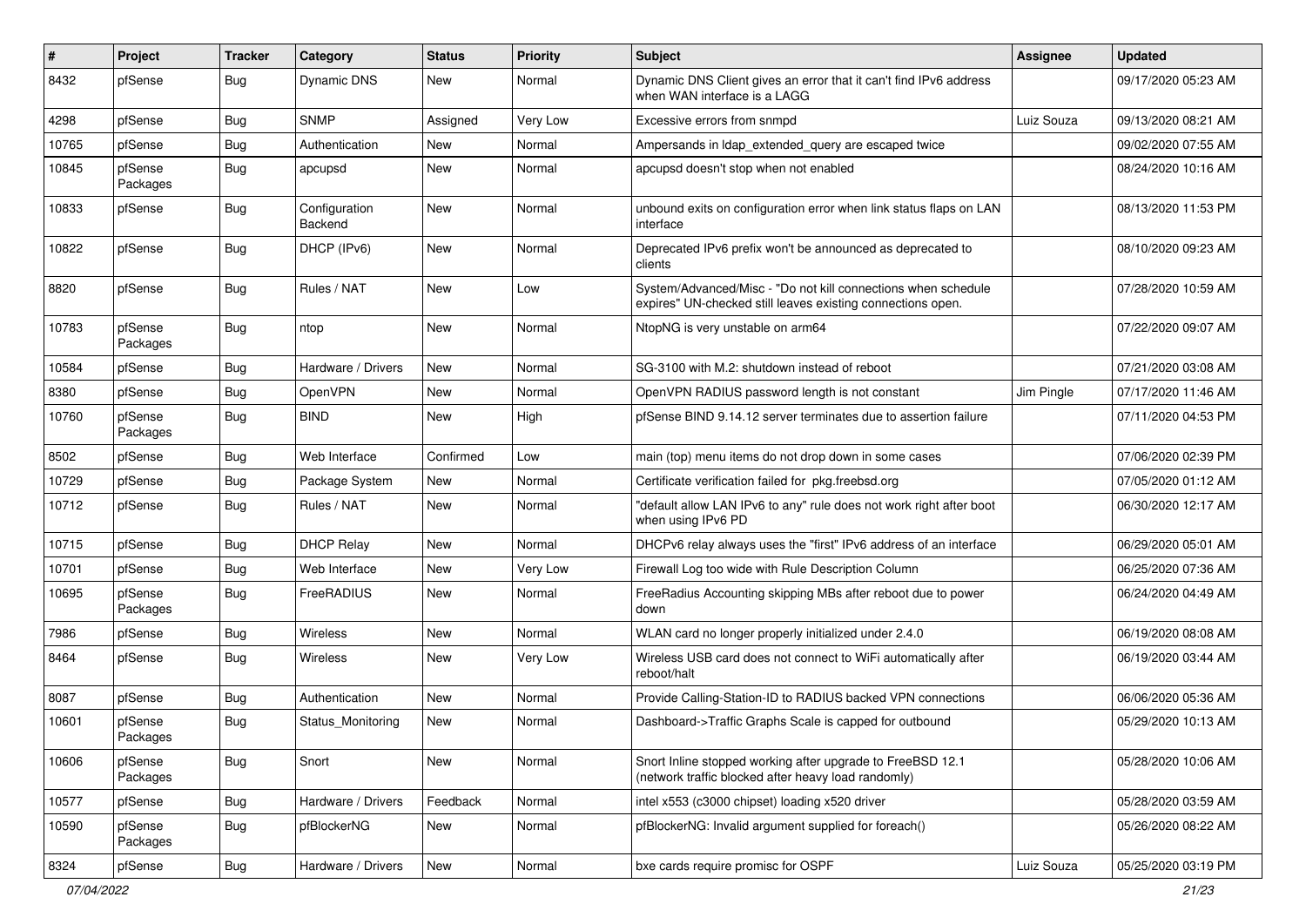| # | Project | Tracker | Category | Status | Priority | Subject | Assignee | Updated |
|---|---|---|---|---|---|---|---|---|
| 8432 | pfSense | Bug | Dynamic DNS | New | Normal | Dynamic DNS Client gives an error that it can't find IPv6 address when WAN interface is a LAGG | | 09/17/2020 05:23 AM |
| 4298 | pfSense | Bug | SNMP | Assigned | Very Low | Excessive errors from snmpd | Luiz Souza | 09/13/2020 08:21 AM |
| 10765 | pfSense | Bug | Authentication | New | Normal | Ampersands in ldap_extended_query are escaped twice | | 09/02/2020 07:55 AM |
| 10845 | pfSense Packages | Bug | apcupsd | New | Normal | apcupsd doesn't stop when not enabled | | 08/24/2020 10:16 AM |
| 10833 | pfSense | Bug | Configuration Backend | New | Normal | unbound exits on configuration error when link status flaps on LAN interface | | 08/13/2020 11:53 PM |
| 10822 | pfSense | Bug | DHCP (IPv6) | New | Normal | Deprecated IPv6 prefix won't be announced as deprecated to clients | | 08/10/2020 09:23 AM |
| 8820 | pfSense | Bug | Rules / NAT | New | Low | System/Advanced/Misc - "Do not kill connections when schedule expires" UN-checked still leaves existing connections open. | | 07/28/2020 10:59 AM |
| 10783 | pfSense Packages | Bug | ntop | New | Normal | NtopNG is very unstable on arm64 | | 07/22/2020 09:07 AM |
| 10584 | pfSense | Bug | Hardware / Drivers | New | Normal | SG-3100 with M.2: shutdown instead of reboot | | 07/21/2020 03:08 AM |
| 8380 | pfSense | Bug | OpenVPN | New | Normal | OpenVPN RADIUS password length is not constant | Jim Pingle | 07/17/2020 11:46 AM |
| 10760 | pfSense Packages | Bug | BIND | New | High | pfSense BIND 9.14.12 server terminates due to assertion failure | | 07/11/2020 04:53 PM |
| 8502 | pfSense | Bug | Web Interface | Confirmed | Low | main (top) menu items do not drop down in some cases | | 07/06/2020 02:39 PM |
| 10729 | pfSense | Bug | Package System | New | Normal | Certificate verification failed for pkg.freebsd.org | | 07/05/2020 01:12 AM |
| 10712 | pfSense | Bug | Rules / NAT | New | Normal | "default allow LAN IPv6 to any" rule does not work right after boot when using IPv6 PD | | 06/30/2020 12:17 AM |
| 10715 | pfSense | Bug | DHCP Relay | New | Normal | DHCPv6 relay always uses the "first" IPv6 address of an interface | | 06/29/2020 05:01 AM |
| 10701 | pfSense | Bug | Web Interface | New | Very Low | Firewall Log too wide with Rule Description Column | | 06/25/2020 07:36 AM |
| 10695 | pfSense Packages | Bug | FreeRADIUS | New | Normal | FreeRadius Accounting skipping MBs after reboot due to power down | | 06/24/2020 04:49 AM |
| 7986 | pfSense | Bug | Wireless | New | Normal | WLAN card no longer properly initialized under 2.4.0 | | 06/19/2020 08:08 AM |
| 8464 | pfSense | Bug | Wireless | New | Very Low | Wireless USB card does not connect to WiFi automatically after reboot/halt | | 06/19/2020 03:44 AM |
| 8087 | pfSense | Bug | Authentication | New | Normal | Provide Calling-Station-ID to RADIUS backed VPN connections | | 06/06/2020 05:36 AM |
| 10601 | pfSense Packages | Bug | Status_Monitoring | New | Normal | Dashboard->Traffic Graphs Scale is capped for outbound | | 05/29/2020 10:13 AM |
| 10606 | pfSense Packages | Bug | Snort | New | Normal | Snort Inline stopped working after upgrade to FreeBSD 12.1 (network traffic blocked after heavy load randomly) | | 05/28/2020 10:06 AM |
| 10577 | pfSense | Bug | Hardware / Drivers | Feedback | Normal | intel x553 (c3000 chipset) loading x520 driver | | 05/28/2020 03:59 AM |
| 10590 | pfSense Packages | Bug | pfBlockerNG | New | Normal | pfBlockerNG: Invalid argument supplied for foreach() | | 05/26/2020 08:22 AM |
| 8324 | pfSense | Bug | Hardware / Drivers | New | Normal | bxe cards require promisc for OSPF | Luiz Souza | 05/25/2020 03:19 PM |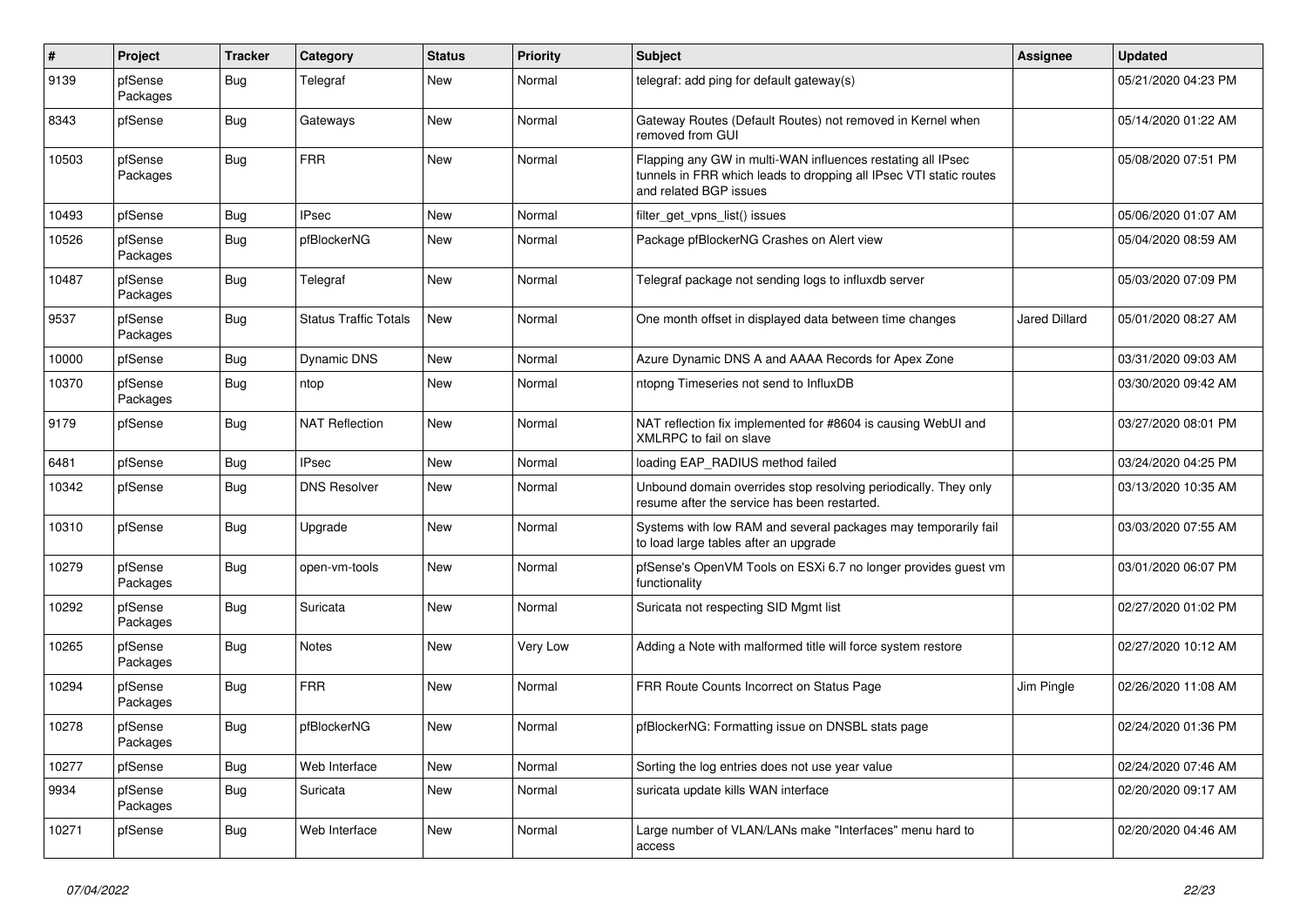| # | Project | Tracker | Category | Status | Priority | Subject | Assignee | Updated |
|---|---|---|---|---|---|---|---|---|
| 9139 | pfSense Packages | Bug | Telegraf | New | Normal | telegraf: add ping for default gateway(s) | | 05/21/2020 04:23 PM |
| 8343 | pfSense | Bug | Gateways | New | Normal | Gateway Routes (Default Routes) not removed in Kernel when removed from GUI | | 05/14/2020 01:22 AM |
| 10503 | pfSense Packages | Bug | FRR | New | Normal | Flapping any GW in multi-WAN influences restating all IPsec tunnels in FRR which leads to dropping all IPsec VTI static routes and related BGP issues | | 05/08/2020 07:51 PM |
| 10493 | pfSense | Bug | IPsec | New | Normal | filter_get_vpns_list() issues | | 05/06/2020 01:07 AM |
| 10526 | pfSense Packages | Bug | pfBlockerNG | New | Normal | Package pfBlockerNG Crashes on Alert view | | 05/04/2020 08:59 AM |
| 10487 | pfSense Packages | Bug | Telegraf | New | Normal | Telegraf package not sending logs to influxdb server | | 05/03/2020 07:09 PM |
| 9537 | pfSense Packages | Bug | Status Traffic Totals | New | Normal | One month offset in displayed data between time changes | Jared Dillard | 05/01/2020 08:27 AM |
| 10000 | pfSense | Bug | Dynamic DNS | New | Normal | Azure Dynamic DNS A and AAAA Records for Apex Zone | | 03/31/2020 09:03 AM |
| 10370 | pfSense Packages | Bug | ntop | New | Normal | ntopng Timeseries not send to InfluxDB | | 03/30/2020 09:42 AM |
| 9179 | pfSense | Bug | NAT Reflection | New | Normal | NAT reflection fix implemented for #8604 is causing WebUI and XMLRPC to fail on slave | | 03/27/2020 08:01 PM |
| 6481 | pfSense | Bug | IPsec | New | Normal | loading EAP_RADIUS method failed | | 03/24/2020 04:25 PM |
| 10342 | pfSense | Bug | DNS Resolver | New | Normal | Unbound domain overrides stop resolving periodically. They only resume after the service has been restarted. | | 03/13/2020 10:35 AM |
| 10310 | pfSense | Bug | Upgrade | New | Normal | Systems with low RAM and several packages may temporarily fail to load large tables after an upgrade | | 03/03/2020 07:55 AM |
| 10279 | pfSense Packages | Bug | open-vm-tools | New | Normal | pfSense's OpenVM Tools on ESXi 6.7 no longer provides guest vm functionality | | 03/01/2020 06:07 PM |
| 10292 | pfSense Packages | Bug | Suricata | New | Normal | Suricata not respecting SID Mgmt list | | 02/27/2020 01:02 PM |
| 10265 | pfSense Packages | Bug | Notes | New | Very Low | Adding a Note with malformed title will force system restore | | 02/27/2020 10:12 AM |
| 10294 | pfSense Packages | Bug | FRR | New | Normal | FRR Route Counts Incorrect on Status Page | Jim Pingle | 02/26/2020 11:08 AM |
| 10278 | pfSense Packages | Bug | pfBlockerNG | New | Normal | pfBlockerNG: Formatting issue on DNSBL stats page | | 02/24/2020 01:36 PM |
| 10277 | pfSense | Bug | Web Interface | New | Normal | Sorting the log entries does not use year value | | 02/24/2020 07:46 AM |
| 9934 | pfSense Packages | Bug | Suricata | New | Normal | suricata update kills WAN interface | | 02/20/2020 09:17 AM |
| 10271 | pfSense | Bug | Web Interface | New | Normal | Large number of VLAN/LANs make "Interfaces" menu hard to access | | 02/20/2020 04:46 AM |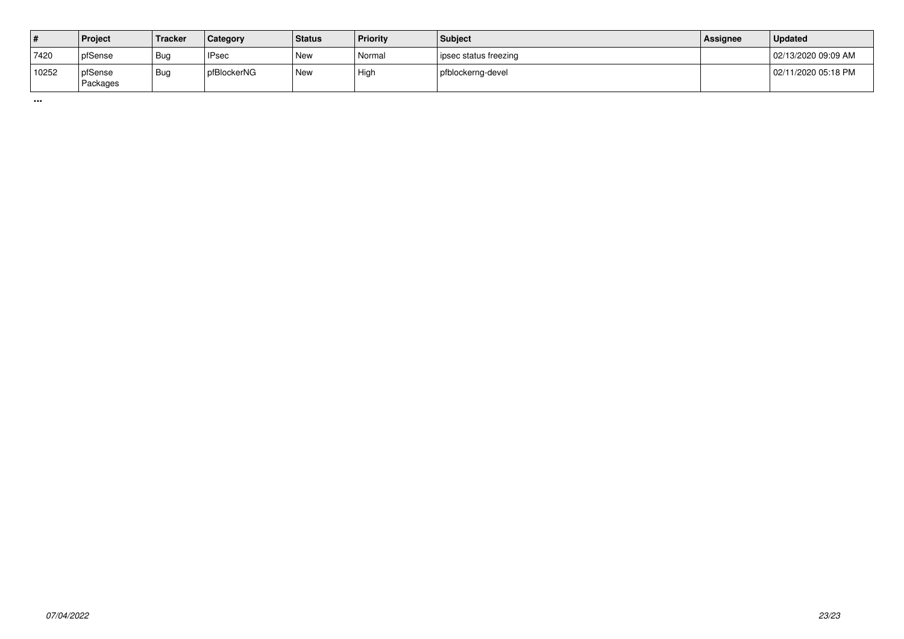| # | Project | Tracker | Category | Status | Priority | Subject | Assignee | Updated |
|---|---|---|---|---|---|---|---|---|
| 7420 | pfSense | Bug | IPsec | New | Normal | ipsec status freezing | | 02/13/2020 09:09 AM |
| 10252 | pfSense Packages | Bug | pfBlockerNG | New | High | pfblockerng-devel | | 02/11/2020 05:18 PM |

...